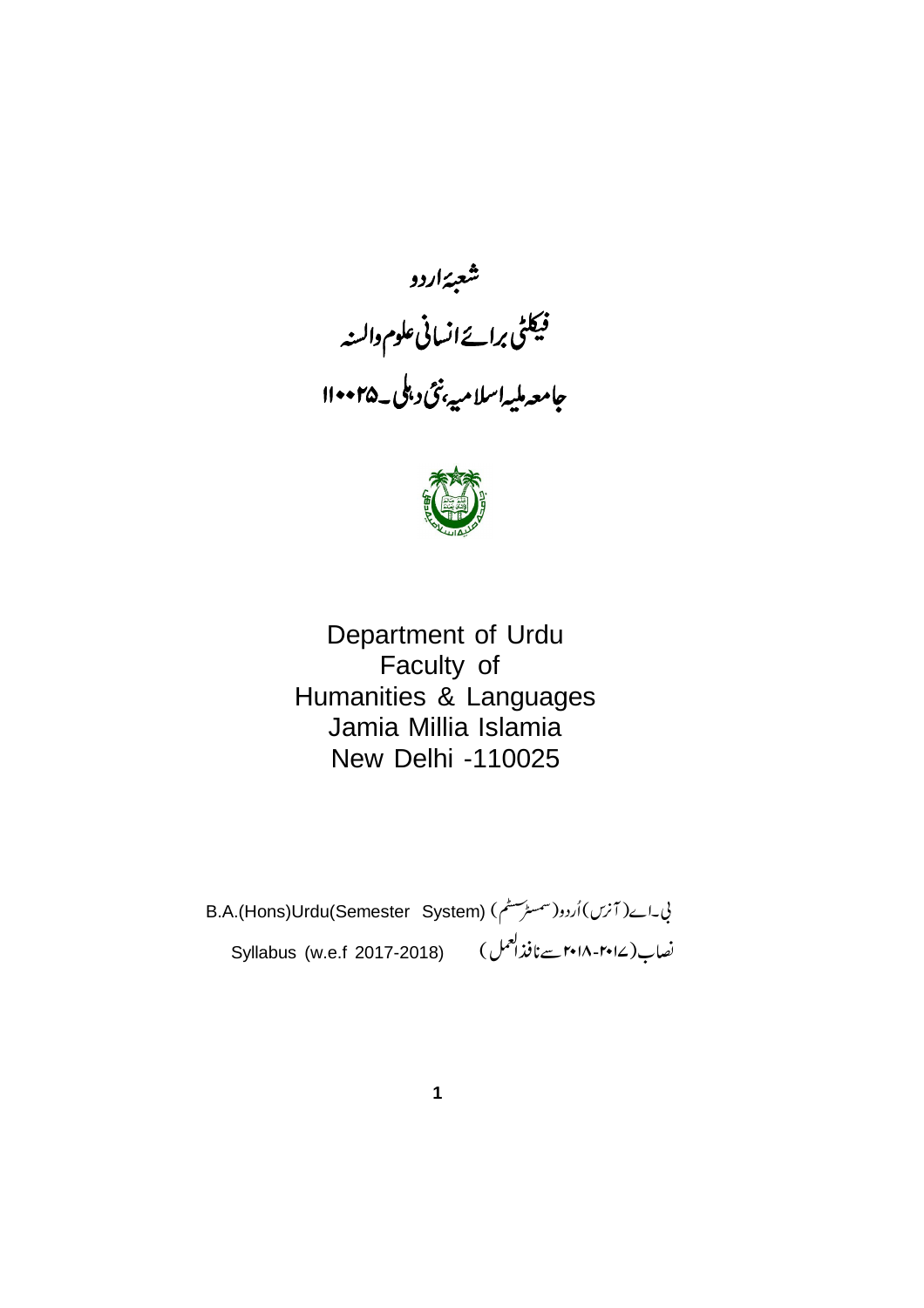# شعبۂ اردو

## فیکلٹی برائے انسانی علوم والسنہ

## جامعہ ملیہ اسلامیہ، نئی دہلی۔۱۱۰۰۲۵

# Department of Urdu
## Faculty of
## Humanities & Languages
## Jamia Millia Islamia
## New Delhi -110025

بی۔اے (آنرس) اُردو (سمسٹر سسٹم) B.A.(Hons)Urdu(Semester System)

نصاب (۲۰۱۷-۲۰۱۸ سے نافذ العمل) Syllabus (w.e.f 2017-2018)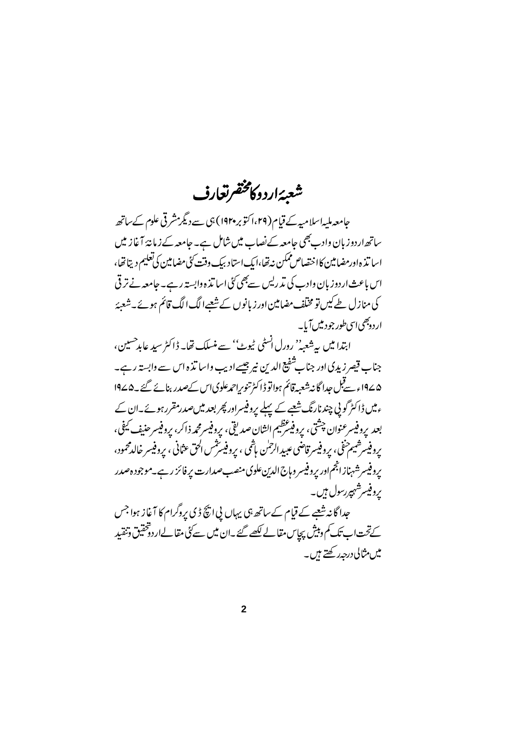# شعبۂ اردو کا مختصر تعارف

جامعہ ملیہ اسلامیہ کے قیام (۲۹، اکتوبر ۱۹۲۰) ہی سے دیگر مشرقی علوم کے ساتھ ساتھ اردو زبان و ادب بھی جامعہ کے نصاب میں شامل ہے۔ جامعہ کے زمانۂ آغاز میں اساتذہ اور مضامین کا اختصاص ممکن نہ تھا، ایک استاد بیک وقت کئی مضامین کی تعلیم دیتا تھا، اس باعث اردو زبان و ادب کی تدریس سے بھی کئی اساتذہ وابستہ رہے۔ جامعہ نے ترقی کی منازل طے کیں تو مختلف مضامین اور زبانوں کے شعبے الگ الگ قائم ہوئے۔ شعبۂ اردو بھی اسی طور جود میں آیا۔

ابتدا میں یہ شعبہ ''رورل انسٹی ٹیوٹ'' سے منسلک تھا۔ ڈاکٹر سید عابد حسین، جناب قیصر زیدی اور جناب شفیع الدین نیر جیسے ادیب و اساتذہ اس سے وابستہ رہے۔ ۱۹۷۵ء سے قبل جداگانہ شعبہ قائم ہوا تو ڈاکٹر تنویر احمد علوی اس کے صدر بنائے گئے۔ ۱۹۷۵ء میں ڈاکٹر گوپی چند نارنگ شعبے کے پہلے پروفیسر اور پھر بعد میں صدر مقرر ہوئے۔ ان کے بعد پروفیسر عنوان چشتی، پروفیسر عظیم الشان صدیقی، پروفیسر محمد ذاکر، پروفیسر حنیف کیفی، پروفیسر شمیم حنفی، پروفیسر قاضی عبیدالرحمٰن ہاشمی، پروفیسر شمس الحق عثمانی، پروفیسر خالد محمود، پروفیسر شہناز انجم اور پروفیسر وہاج الدین علوی منصب صدارت پر فائز رہے۔ موجودہ صدر پروفیسر شہپر رسول ہیں۔

جداگانہ شعبے کے قیام کے ساتھ ہی یہاں پی ایچ ڈی پروگرام کا آغاز ہوا جس کے تحت اب تک کم و بیش پچاس مقالے لکھے گئے۔ ان میں سے کئی مقالے اردو تحقیق و تنقید میں مثالی درجہ رکھتے ہیں۔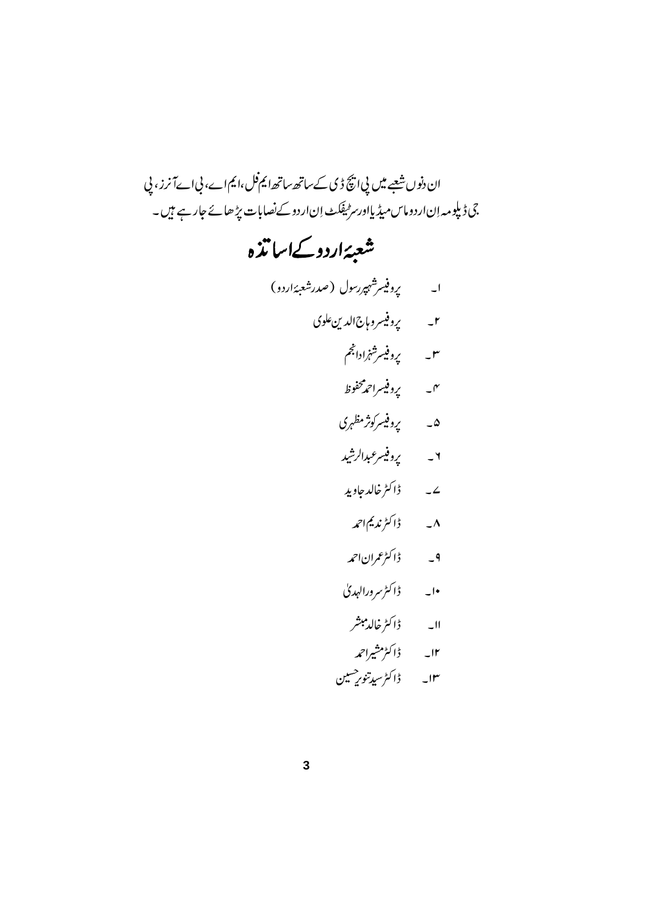ان دنوں شعبے میں پی ایچ ڈی کے ساتھ ساتھ ایم فل، ایم اے، بی اے آنرز، پی جی ڈپلومہ اِن اردو ماس میڈیا اور سرٹیفکٹ اِن اردو کے نصابات پڑھائے جا رہے ہیں۔

## شعبۂ اردو کے اساتذہ

۱۔ پروفیسر شہپر رسول (صدر شعبۂ اردو)

۲۔ پروفیسر وہاج الدین علوی

۳۔ پروفیسر شہزاد انجم

۴۔ پروفیسر احمد محفوظ

۵۔ پروفیسر کوثر مظہری

۶۔ پروفیسر عبدالرشید

۷۔ ڈاکٹر خالد جاوید

۸۔ ڈاکٹر ندیم احمد

۹۔ ڈاکٹر عمران احمد

۱۰۔ ڈاکٹر سرور الہدیٰ

۱۱۔ ڈاکٹر خالد مبشر

۱۲۔ ڈاکٹر مشیر احمد

۱۳۔ ڈاکٹر سید تنویر حسین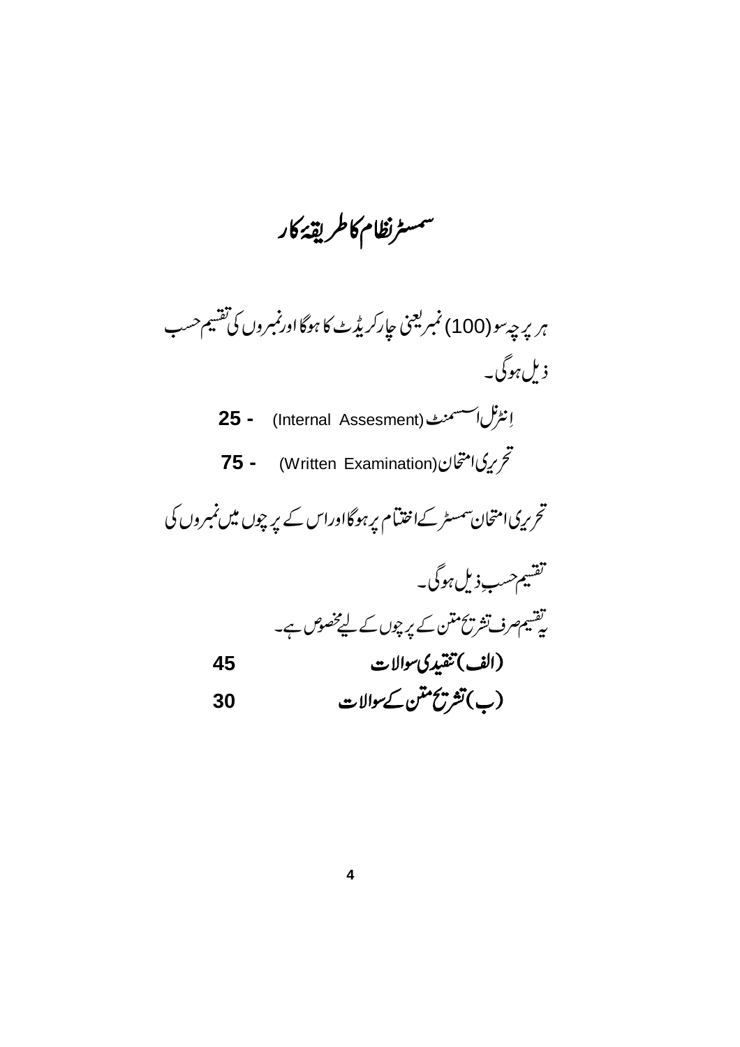# سمسٹر نظام کا طریقۂ کار

ہر پرچہ سو (100) نمبر یعنی چار کریڈٹ کا ہوگا اور نمبروں کی تقسیم حسب ذیل ہوگی۔

اِنٹرنل اسسمنٹ (Internal Assesment) - 25

تحریری امتحان (Written Examination) - 75

تحریری امتحان سمسٹر کے اختتام پر ہوگا اور اس کے پرچوں میں نمبروں کی تقسیم حسبِ ذیل ہوگی۔

یہ تقسیم صرف تشریح متن کے پرچوں کے لیے مخصوص ہے۔

**(الف) تنقیدی سوالات** 45

**(ب) تشریح متن کے سوالات** 30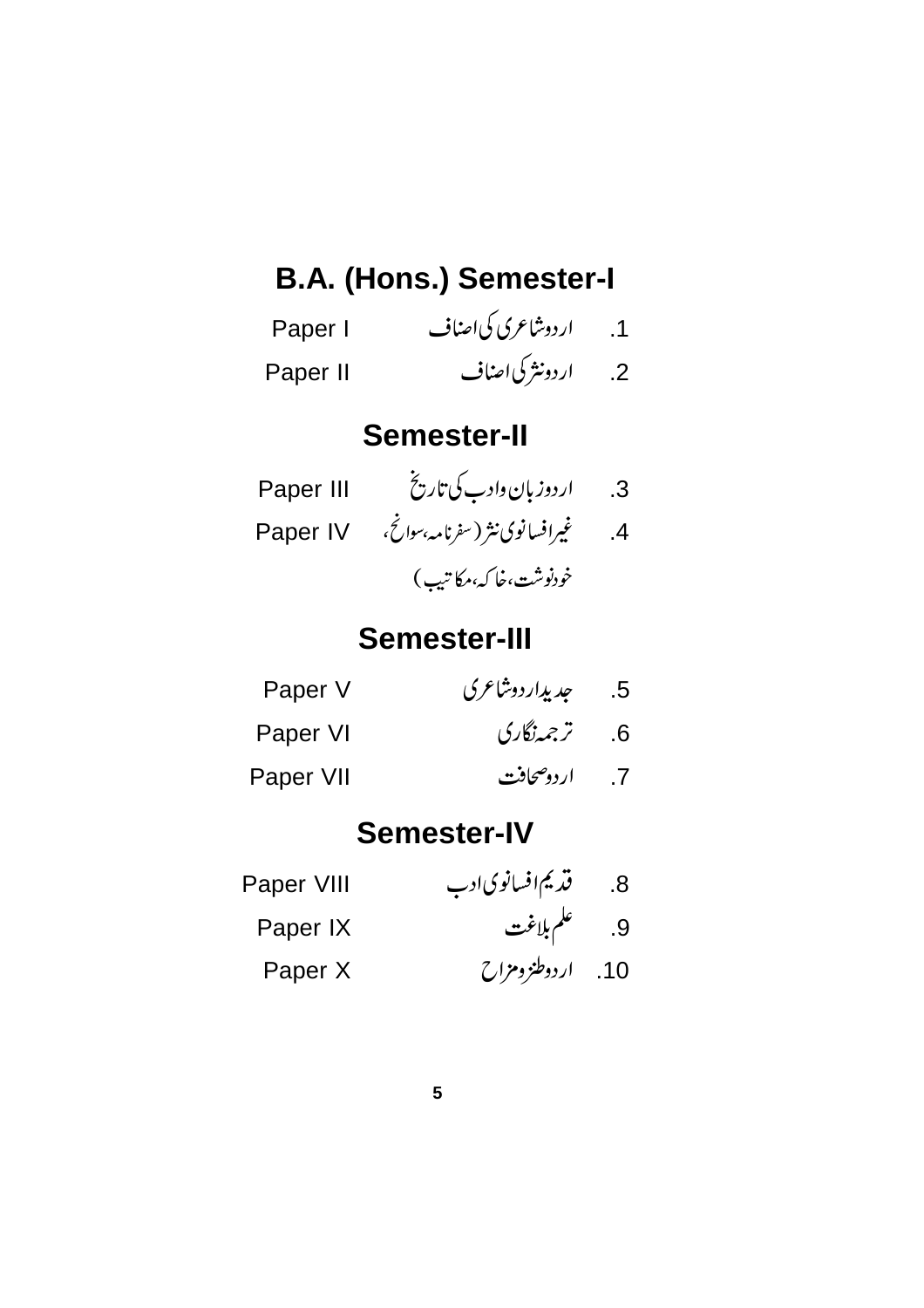## B.A. (Hons.) Semester-I

1. اردو شاعری کی اصناف — Paper I
2. اردو نثر کی اصناف — Paper II

## Semester-II

3. اردو زبان و ادب کی تاریخ — Paper III
4. غیر افسانوی نثر (سفرنامہ، سوانح، خودنوشت، خاکہ، مکاتیب) — Paper IV

## Semester-III

5. جدید اردو شاعری — Paper V
6. ترجمہ نگاری — Paper VI
7. اردو صحافت — Paper VII

## Semester-IV

8. قدیم افسانوی ادب — Paper VIII
9. علم بلاغت — Paper IX
10. اردو طنز و مزاح — Paper X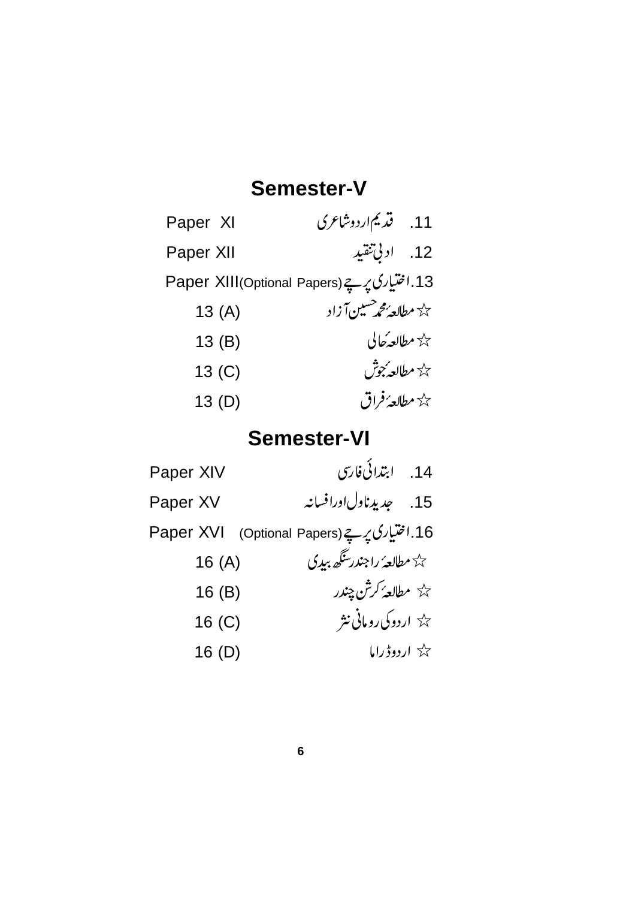## Semester-V

| | |
|---|---|
| .11 قدیم اردو شاعری | Paper XI |
| .12 ادبی تنقید | Paper XII |
| .13 اختیاری پرچے (Optional Papers) | Paper XIII |
| ☆ مطالعۂ محمد حسین آزاد | 13 (A) |
| ☆ مطالعۂ حالی | 13 (B) |
| ☆ مطالعۂ جوش | 13 (C) |
| ☆ مطالعۂ فراق | 13 (D) |

## Semester-VI

| | |
|---|---|
| .14 ابتدائی فارسی | Paper XIV |
| .15 جدید ناول اور افسانہ | Paper XV |
| .16 اختیاری پرچے (Optional Papers) | Paper XVI |
| ☆ مطالعۂ راجندر سنگھ بیدی | 16 (A) |
| ☆ مطالعۂ کرشن چندر | 16 (B) |
| ☆ اردو کی رومانی نثر | 16 (C) |
| ☆ اردو ڈراما | 16 (D) |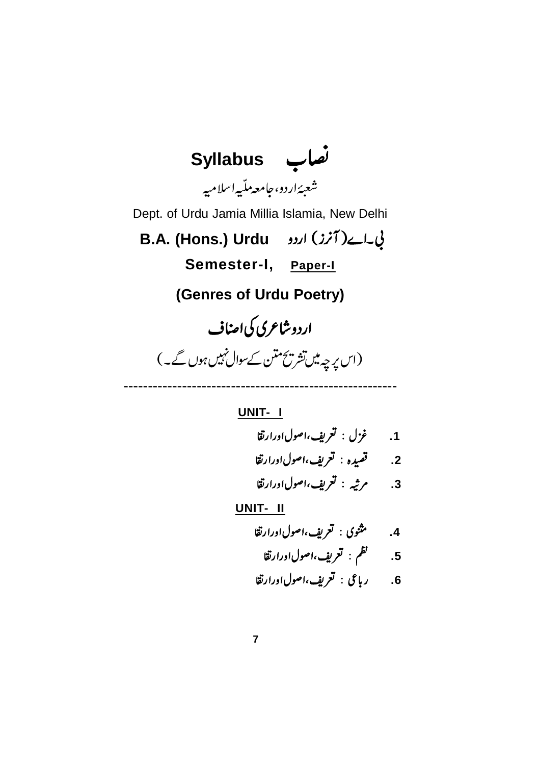# Syllabus نصاب

شعبۂ اردو، جامعہ ملّیہ اسلامیہ

Dept. of Urdu Jamia Millia Islamia, New Delhi

## B.A. (Hons.) Urdu بی۔اے(آنرز) اردو

**Semester-I, Paper-I**

## (Genres of Urdu Poetry)

## اردو شاعری کی اصناف

(اس پرچہ میں تشریح متن کے سوال نہیں ہوں گے۔)

---

### UNIT- I

1. غزل : تعریف، اصول اور ارتقا
2. قصیدہ : تعریف، اصول اور ارتقا
3. مرثیہ : تعریف، اصول اور ارتقا

### UNIT- II

4. مثنوی : تعریف، اصول اور ارتقا
5. نظم : تعریف، اصول اور ارتقا
6. رباعی : تعریف، اصول اور ارتقا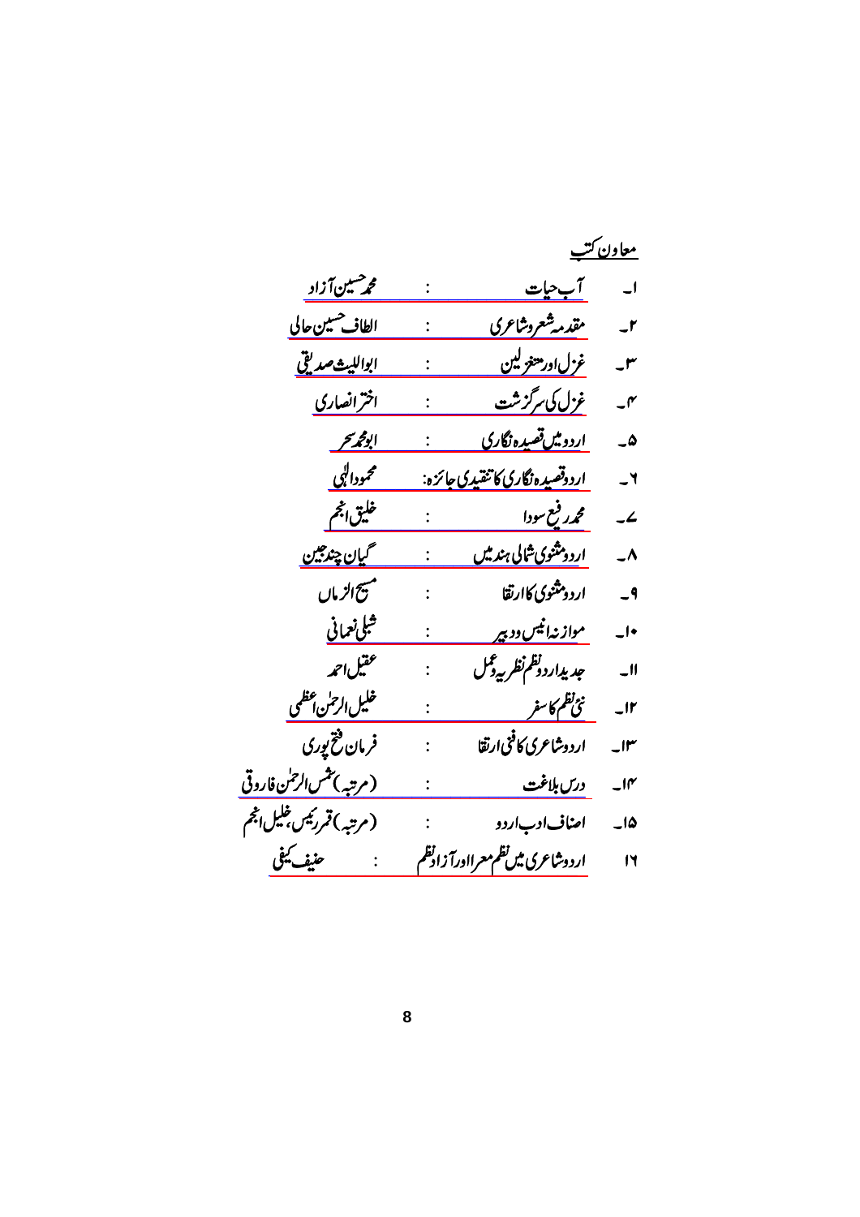## معاون کتب

۱۔ آبِ حیات : محمد حسین آزاد

۲۔ مقدمہ شعر و شاعری : الطاف حسین حالی

۳۔ غزل اور متغزلین : ابواللیث صدیقی

۴۔ غزل کی سرگزشت : اختر انصاری

۵۔ اردو میں قصیدہ نگاری : ابومحمد سحر

۶۔ اردو قصیدہ نگاری کا تنقیدی جائزہ : محمود الٰہی

۷۔ محمد رفیع سودا : خلیق انجم

۸۔ اردو مثنوی شمالی ہند میں : گیان چند جین

۹۔ اردو مثنوی کا ارتقا : مسیح الزماں

۱۰۔ موازنہ انیس و دبیر : شبلی نعمانی

۱۱۔ جدید اردو نظم نظریہ و عمل : عقیل احمد

۱۲۔ نئی نظم کا سفر : خلیل الرحمٰن اعظمی

۱۳۔ اردو شاعری کا فنی ارتقا : فرمان فتح پوری

۱۴۔ درس بلاغت : (مرتبہ) شمس الرحمٰن فاروقی

۱۵۔ اصناف ادب اردو : (مرتبہ) قمر رئیس، خلیل انجم

۱۶ اردو شاعری میں نظم معرا اور آزاد نظم : حنیف کیفی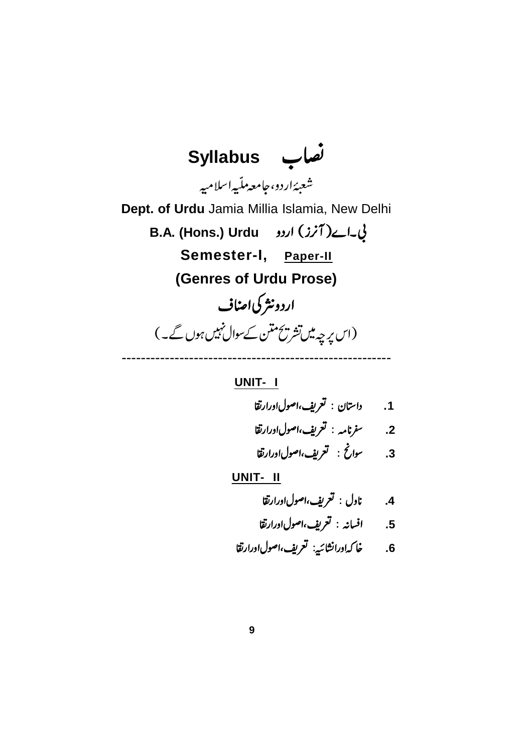# Syllabus نصاب

شعبۂ اردو، جامعہ ملّیہ اسلامیہ

**Dept. of Urdu** Jamia Millia Islamia, New Delhi

**B.A. (Hons.) Urdu** بی۔اے (آنرز) اردو

**Semester-I, Paper-II**

**(Genres of Urdu Prose)**

## اردو نثر کی اصناف

(اس پرچہ میں تشریح متن کے سوال نہیں ہوں گے۔)

---

**UNIT- I**

1. داستان : تعریف، اصول اور ارتقا
2. سفرنامہ : تعریف، اصول اور ارتقا
3. سوانح : تعریف، اصول اور ارتقا

**UNIT- II**

4. ناول : تعریف، اصول اور ارتقا
5. افسانہ : تعریف، اصول اور ارتقا
6. خاکہ اور انشائیہ: تعریف، اصول اور ارتقا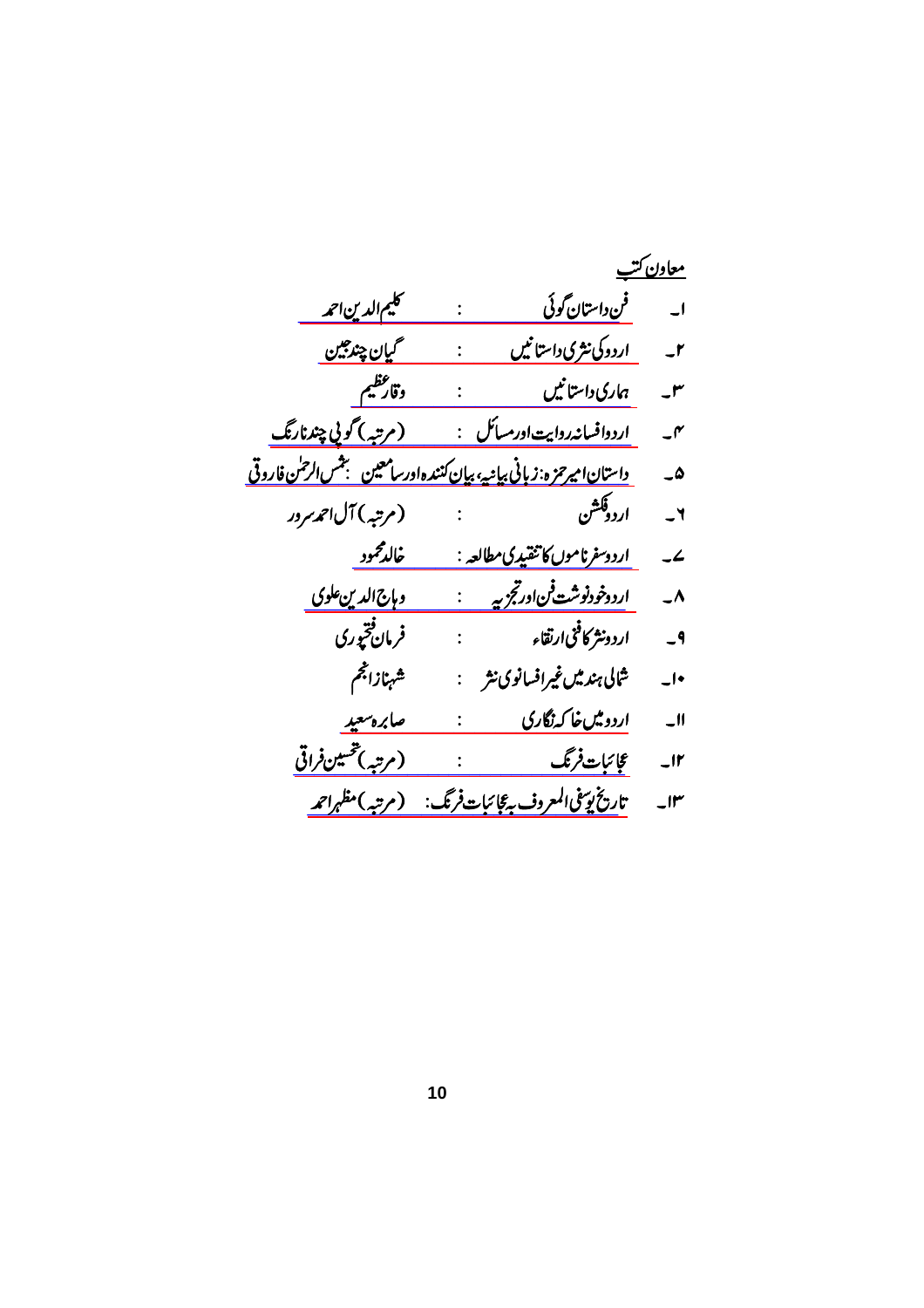## معاون کتب

۱۔ فنِ داستان گوئی : کلیم الدین احمد

۲۔ اردو کی نثری داستانیں : گیان چند جین

۳۔ ہماری داستانیں : وقار عظیم

۴۔ اردو افسانہ روایت اور مسائل : (مرتبہ) گوپی چند نارنگ

۵۔ داستانِ امیر حمزہ: زبانی بیانیہ، بیان کنندہ اور سامعین : شمس الرحمٰن فاروقی

۶۔ اردو فکشن : (مرتبہ) آل احمد سرور

۷۔ اردو سفر ناموں کا تنقیدی مطالعہ : خالد محمود

۸۔ اردو خود نوشت فن اور تجزیہ : وہاج الدین علوی

۹۔ اردو نثر کا فنی ارتقاء : فرمان فتحپوری

۱۰۔ شمالی ہند میں غیر افسانوی نثر : شہناز انجم

۱۱۔ اردو میں خاکہ نگاری : صابرہ سعید

۱۲۔ عجائباتِ فرنگ : (مرتبہ) تحسین فراقی

۱۳۔ تاریخ یوسفی المعروف بہ عجائباتِ فرنگ : (مرتبہ) مظہر احمد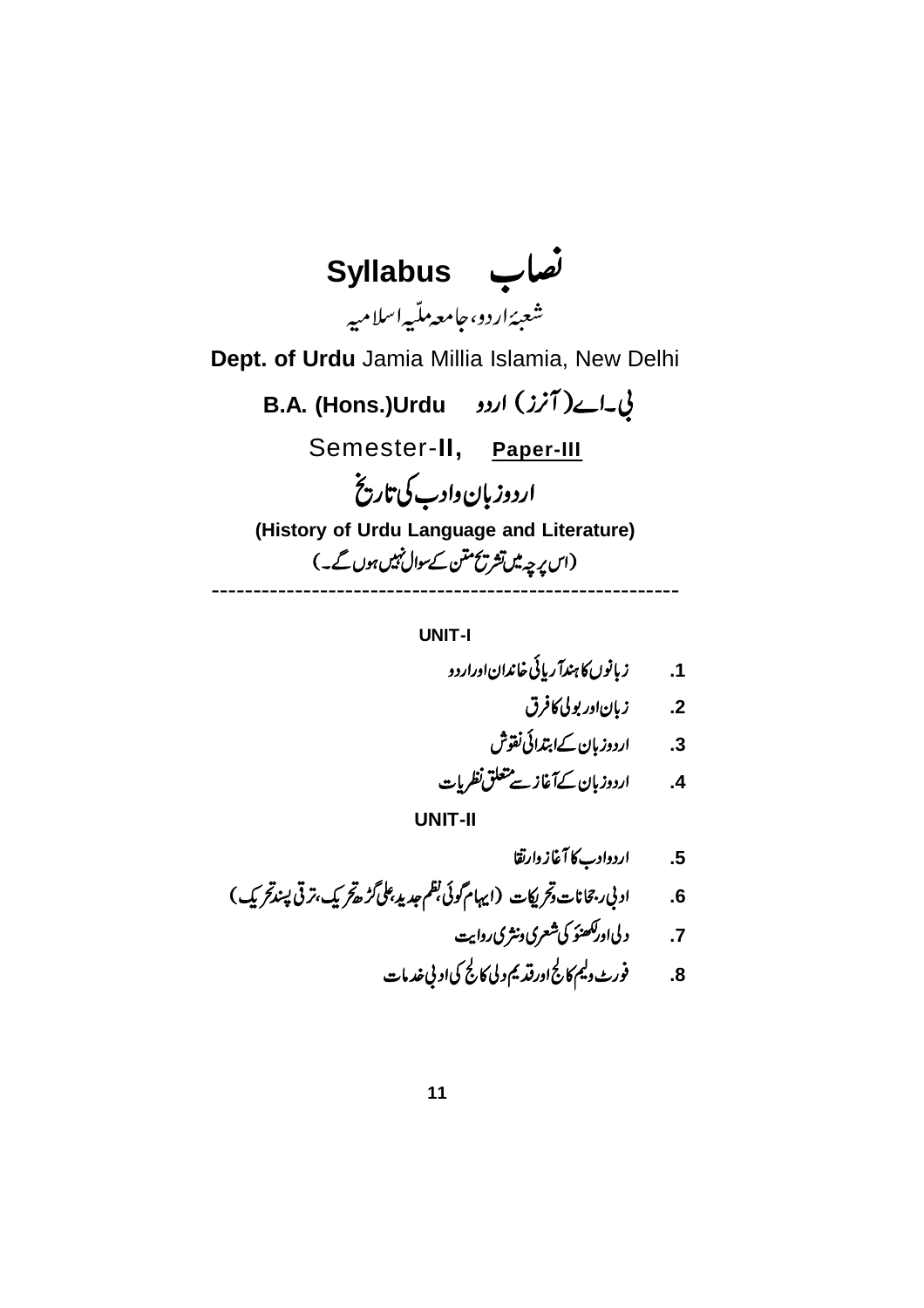# Syllabus نصاب

شعبۂ اردو، جامعہ ملّیہ اسلامیہ

**Dept. of Urdu** Jamia Millia Islamia, New Delhi

## B.A. (Hons.)Urdu بی۔اے(آنرز) اردو

Semester-**II**, **Paper-III**

## اردو زبان وادب کی تاریخ

**(History of Urdu Language and Literature)**

(اس پرچہ میں تشریحِ متن کے سوال نہیں ہوں گے۔)

---

**UNIT-I**

1. زبانوں کا ہندآریائی خاندان اور اردو
2. زبان اور بولی کا فرق
3. اردو زبان کے ابتدائی نقوش
4. اردو زبان کے آغاز سے متعلق نظریات

**UNIT-II**

5. اردو ادب کا آغاز وارتقا
6. ادبی رجحانات وتحریکات (ایہام گوئی، نظم جدید، علی گڑھ تحریک، ترقی پسند تحریک)
7. دلی اور لکھنؤ کی شعری ونثری روایت
8. فورٹ ولیم کالج اور قدیم دلی کالج کی ادبی خدمات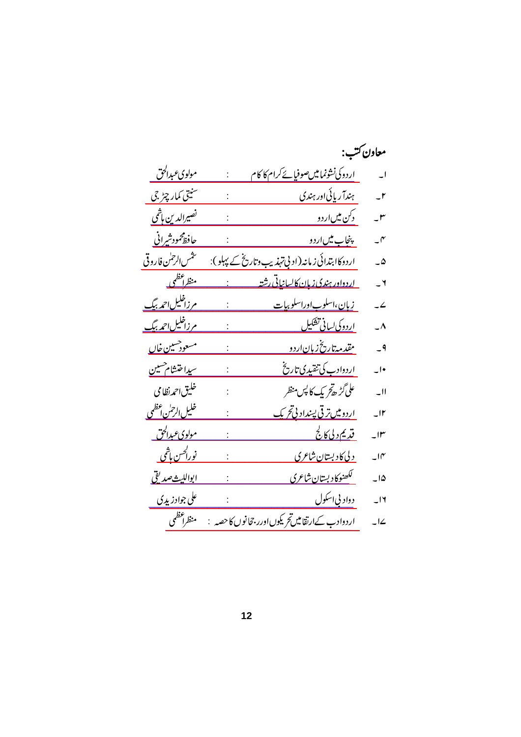## معاون کتب:

۱۔ اردو کی نشوونما میں صوفیائے کرام کا کام : مولوی عبدالحق
۲۔ ہند آریائی اور ہندی : سنیتی کمار چٹرجی
۳۔ دکن میں اردو : نصیرالدین ہاشمی
۴۔ پنجاب میں اردو : حافظ محمود شیرانی
۵۔ اردو کا ابتدائی زمانہ (ادبی تہذیب و تاریخ کے پہلو) : شمس الرحمٰن فاروقی
۶۔ اردو اور ہندی زبان کا لسانیاتی رشتہ : منظر اعظمی
۷۔ زبان، اسلوب اور اسلوبیات : مرزا خلیل احمد بیگ
۸۔ اردو کی لسانی تشکیل : مرزا خلیل احمد بیگ
۹۔ مقدمہ تاریخ زبان اردو : مسعود حسین خاں
۱۰۔ اردو ادب کی تنقیدی تاریخ : سید احتشام حسین
۱۱۔ علی گڑھ تحریک کا پس منظر : خلیق احمد نظامی
۱۲۔ اردو میں ترقی پسند ادبی تحریک : خلیل الرحمٰن اعظمی
۱۳۔ قدیم دلی کالج : مولوی عبدالحق
۱۴۔ دلی کا دبستان شاعری : نورالحسن ہاشمی
۱۵۔ لکھنو کا دبستان شاعری : ابواللیث صدیقی
۱۶۔ دو ادبی اسکول : علی جواد زیدی
۱۷۔ اردو ادب کے ارتقا میں تحریکوں اور رجحانوں کا حصہ : منظر اعظمی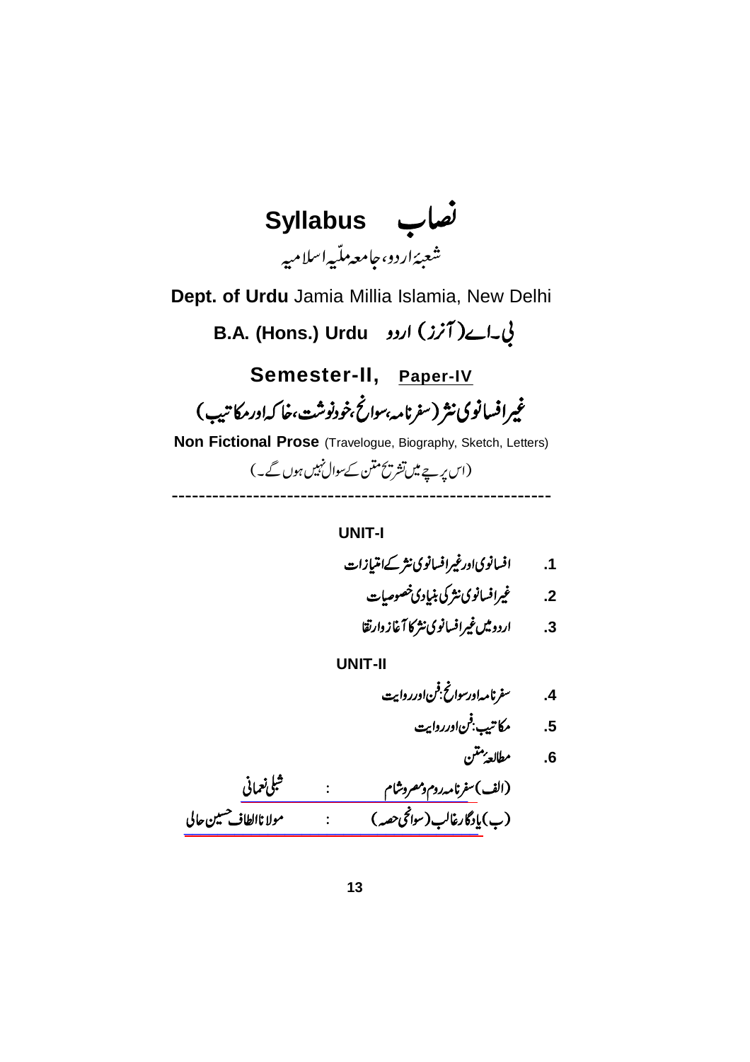# Syllabus نصاب

شعبۂ اردو، جامعہ ملّیہ اسلامیہ

**Dept. of Urdu** Jamia Millia Islamia, New Delhi

## B.A. (Hons.) Urdu بی۔اے (آنرز) اردو

## Semester-II, Paper-IV

## غیرافسانوی نثر (سفرنامہ، سوانح، خودنوشت، خاکہ اور مکاتیب)

**Non Fictional Prose** (Travelogue, Biography, Sketch, Letters)

(اس پرچے میں تشریح متن کے سوال نہیں ہوں گے۔)

---

### UNIT-I

1. افسانوی اور غیرافسانوی نثر کے امتیازات
2. غیرافسانوی نثر کی بنیادی خصوصیات
3. اردو میں غیرافسانوی نثر کا آغاز وارتقا

### UNIT-II

4. سفرنامہ اور سوانح: فن اور روایت
5. مکاتیب: فن اور روایت
6. مطالعۂ متن

(الف) سفرنامہ روم ومصروشام : شبلی نعمانی

(ب) یادگارغالب (سوانحی حصہ) : مولانا الطاف حسین حالی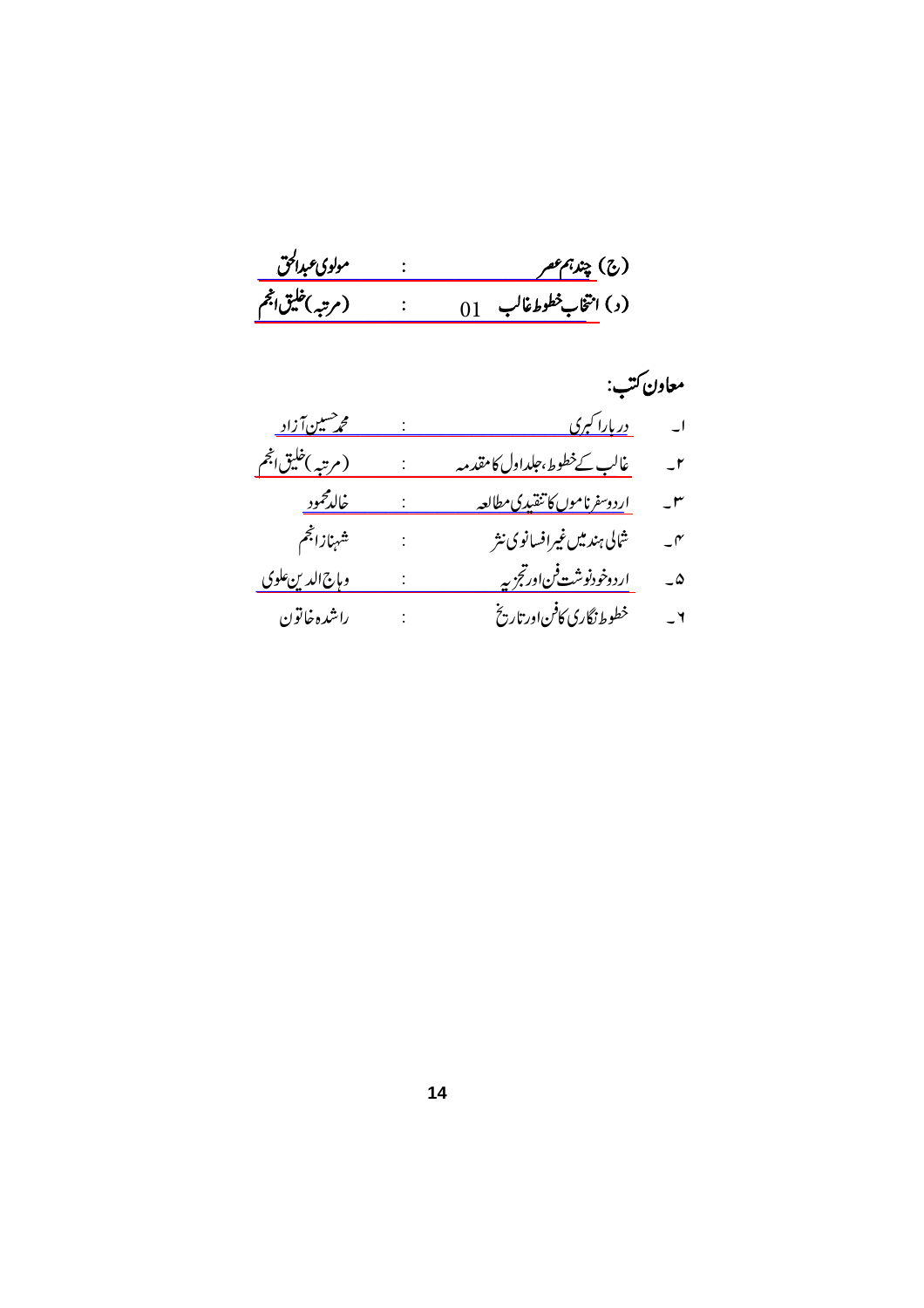(ج) چند ہم عصر : مولوی عبدالحق

(د) انتخاب خطوط غالب 01 : (مرتبہ) خلیق انجم

**معاون کتب:**

۱۔ دربار اکبری : محمد حسین آزاد

۲۔ غالب کے خطوط، جلد اول کا مقدمہ : (مرتبہ) خلیق انجم

۳۔ اردو سفر ناموں کا تنقیدی مطالعہ : خالد محمود

۴۔ شمالی ہند میں غیر افسانوی نثر : شہناز انجم

۵۔ اردو خودنوشت فن اور تجزیہ : وہاج الدین علوی

۶۔ خطوط نگاری کا فن اور تاریخ : راشدہ خاتون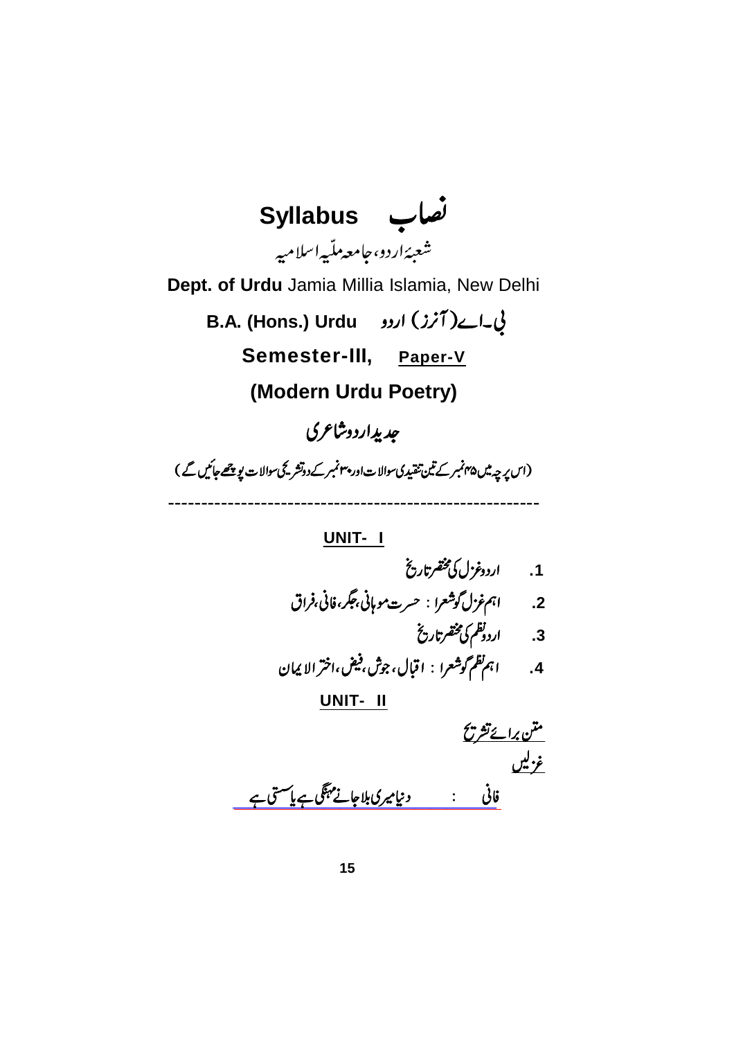# Syllabus نصاب

شعبۂ اردو، جامعہ ملّیہ اسلامیہ

**Dept. of Urdu** Jamia Millia Islamia, New Delhi

**B.A. (Hons.) Urdu** بی۔اے (آنرز) اردو

## Semester-III, Paper-V

## (Modern Urdu Poetry)

## جدید اردو شاعری

(اس پرچہ میں ۴۵ نمبر کے تین تنقیدی سوالات اور ۳۰ نمبر کے دو تشریحی سوالات پوچھے جائیں گے)

---

### UNIT- I

1. اردو غزل کی مختصر تاریخ
2. اہم غزل گو شعرا : حسرت موہانی، جگر، فانی، فراق
3. اردو نظم کی مختصر تاریخ
4. اہم نظم گو شعرا : اقبال، جوش، فیض، اختر الایمان

### UNIT- II

متن برائے تشریح

غزلیں

فانی : دنیا میری بلا جانے مہنگی ہے یا سستی ہے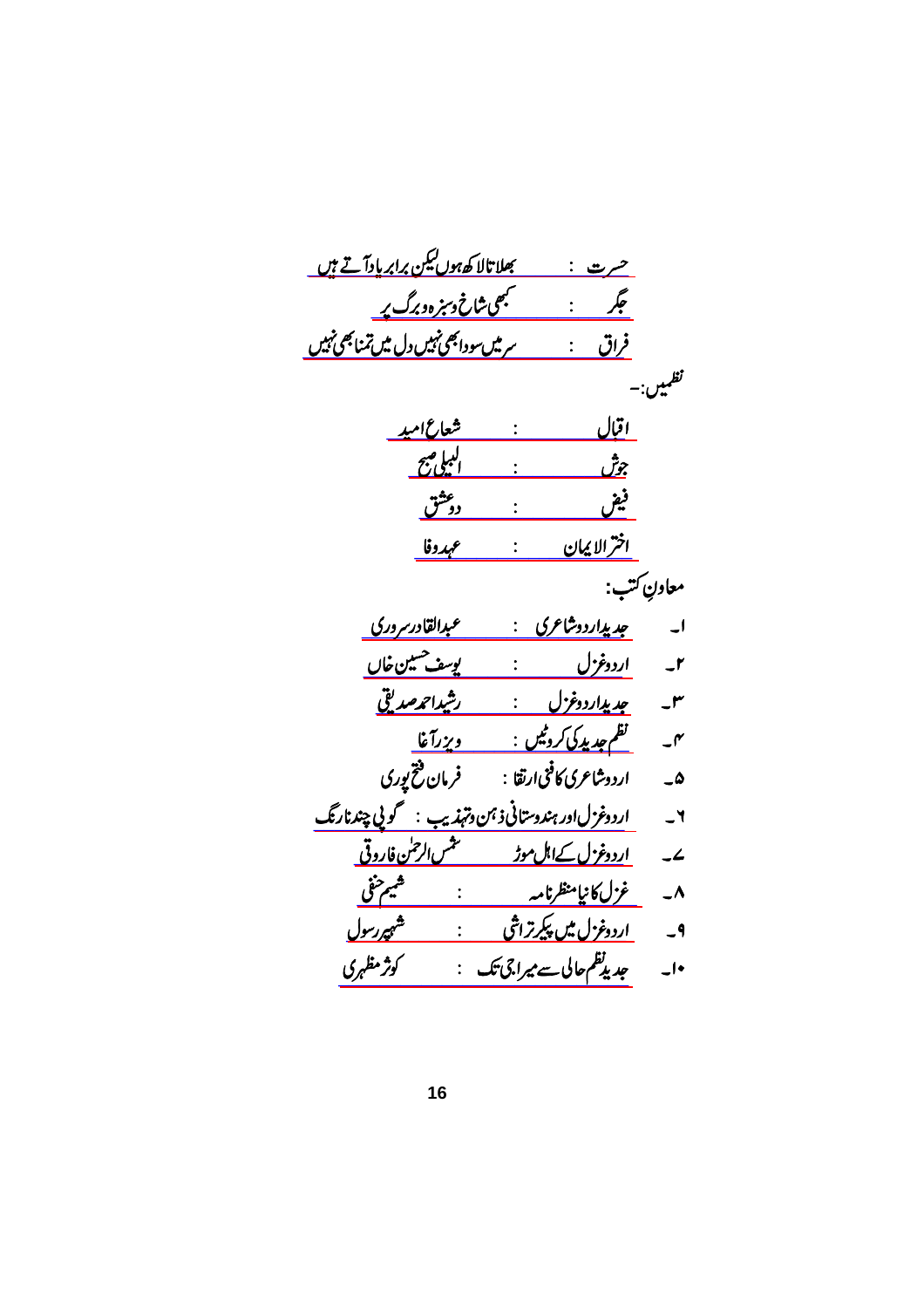حسرت : بھلاتا لاکھ ہوں لیکن برابر یاد آتے ہیں

جگر : کبھی شاخ وسبزہ وبرگ پر

فراق : سر میں سودا بھی نہیں دل میں تمنا بھی نہیں

نظمیں:۔

اقبال : شعاعِ امید

جوش : البیلی صبح

فیض : دو عشق

اختر الایمان : عہدِ وفا

معاونِ کتب:

۱۔ جدید اردو شاعری : عبدالقادر سروری

۲۔ اردو غزل : یوسف حسین خاں

۳۔ جدید اردو غزل : رشید احمد صدیقی

۴۔ نظم جدید کی کروٹیں : وزیر آغا

۵۔ اردو شاعری کا فنی ارتقا : فرمان فتح پوری

۶۔ اردو غزل اور ہندوستانی ذہن وتہذیب : گوپی چند نارنگ

۷۔ اردو غزل کے اہل موڑ : شمس الرحمٰن فاروقی

۸۔ غزل کا نیا منظر نامہ : شمیم حنفی

۹۔ اردو غزل میں پیکر تراشی : شہپر رسول

۱۰۔ جدید نظم حالی سے میراجی تک : کوثر مظہری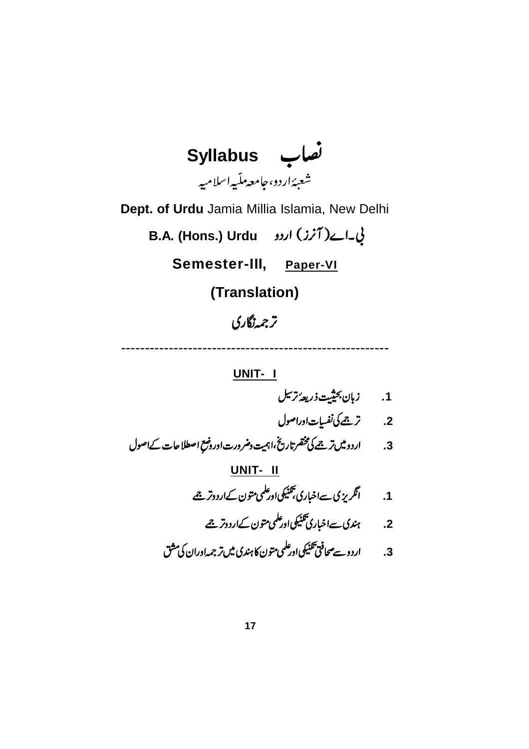# Syllabus نصاب

شعبۂ اردو، جامعہ ملّیہ اسلامیہ

**Dept. of Urdu** Jamia Millia Islamia, New Delhi

**B.A. (Hons.) Urdu** بی۔اے (آنرز) اردو

**Semester-III, Paper-VI**

**(Translation)**

ترجمہ نگاری

---

**UNIT- I**

1. زبان بحیثیت ذریعۂ ترسیل
2. ترجمے کی نفسیات اور اصول
3. اردو میں ترجمے کی مختصر تاریخ، اہمیت و ضرورت اور وضعِ اصطلاحات کے اصول

**UNIT- II**

1. انگریزی سے اخباری، تکنیکی اور علمی متون کے اردو ترجمے
2. ہندی سے اخباری تکنیکی اور علمی متون کے اردو ترجمے
3. اردو سے صحافتی تکنیکی اور علمی متون کا ہندی میں ترجمہ اور ان کی مشق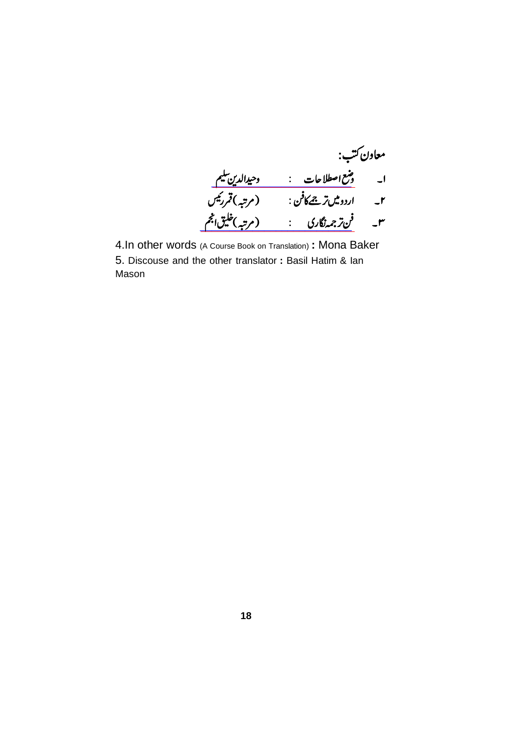**معاون کتب:**

۱۔ وضع اصطلاحات : وحیدالدین سلیم

۲۔ اردو میں ترجمے کا فن : (مرتبہ) قمر رئیس

۳۔ فن ترجمہ نگاری : (مرتبہ) خلیق انجم

4.In other words (A Course Book on Translation) **:** Mona Baker

5. Discouse and the other translator **:** Basil Hatim & Ian Mason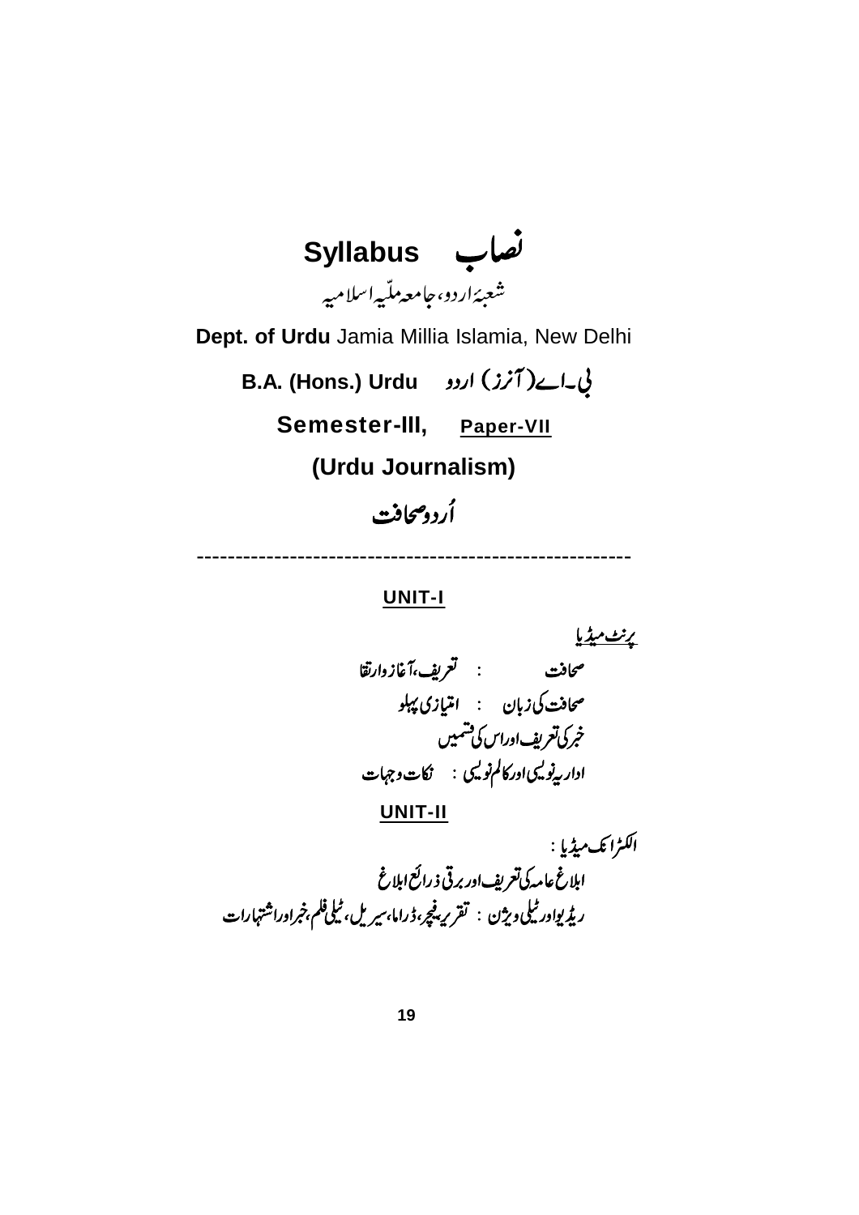# نصاب Syllabus

شعبۂ اردو، جامعہ ملّیہ اسلامیہ

**Dept. of Urdu** Jamia Millia Islamia, New Delhi

**B.A. (Hons.) Urdu بی۔اے (آنرز) اردو**

**Semester-III, Paper-VII**

**(Urdu Journalism)**

**اُردو صحافت**

-----------------------------------------------------

## UNIT-I

پرنٹ میڈیا

صحافت : تعریف، آغاز وارتقا

صحافت کی زبان : امتیازی پہلو

خبر کی تعریف اور اس کی قسمیں

اداریہ نویسی اور کالم نویسی : نکات وجہات

## UNIT-II

الکٹرانک میڈیا :

ابلاغ عامہ کی تعریف اور برقی ذرائع ابلاغ

ریڈیو اور ٹیلی ویژن : تقریر، فیچر، ڈراما، سیریل، ٹیلی فلم، خبر اور اشتہارات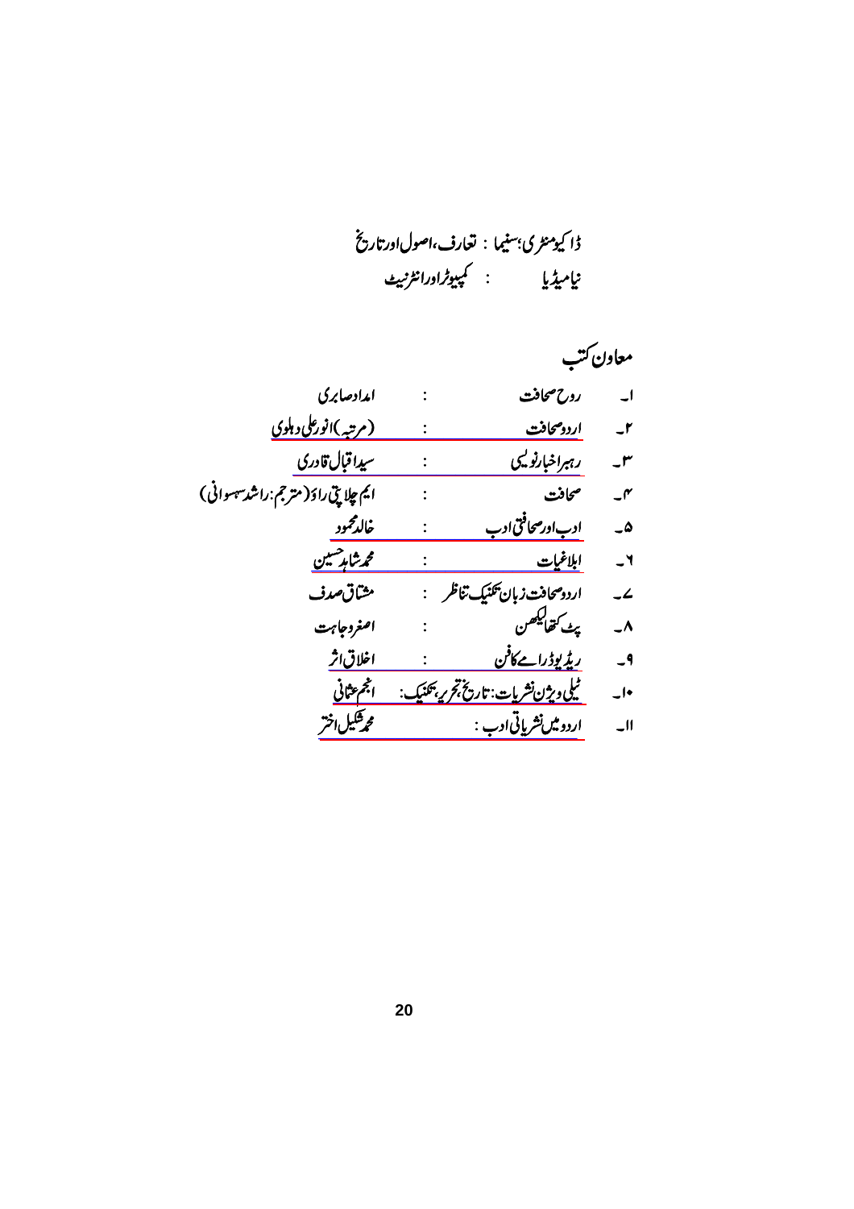ڈاکیومنٹری؛سنیما : تعارف،اصول اور تاریخ

نیا میڈیا : کمپیوٹر اور انٹرنیٹ

## معاون کتب

۱۔ روح صحافت : امداد صابری

۲۔ اردو صحافت : (مرتبہ) انور علی دہلوی

۳۔ رہبر اخبار نویسی : سید اقبال قادری

۴۔ صحافت : ایم چلاپتی راؤ (مترجم: راشد سہسوانی)

۵۔ ادب اور صحافتی ادب : خالد محمود

۶۔ ابلاغیات : محمد شاہد حسین

۷۔ اردو صحافت زبان تکنیک تناظر : مشتاق صدف

۸۔ پٹ کتھا لیکھن : اصغر وجاہت

۹۔ ریڈیو ڈرامے کا فن : اخلاق اثر

۱۰۔ ٹیلی ویژن نشریات: تاریخ تحریر، تکنیک : انجم عثمانی

۱۱۔ اردو میں نشریاتی ادب : محمد شکیل اختر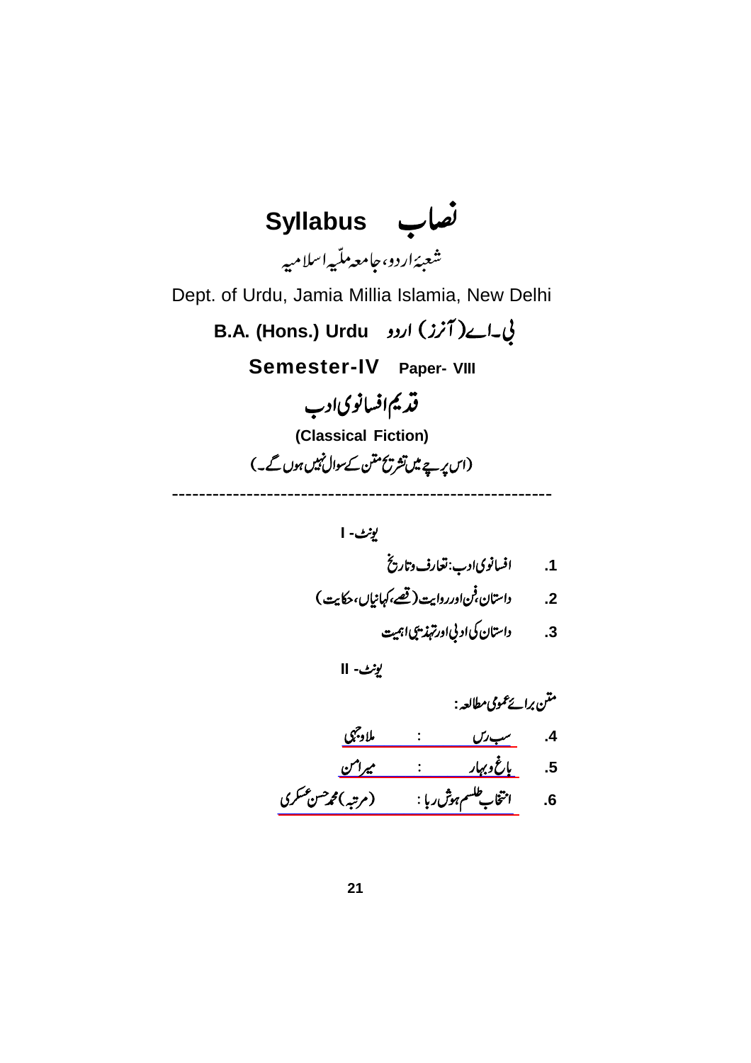# نصاب Syllabus

شعبۂ اردو، جامعہ ملّیہ اسلامیہ

Dept. of Urdu, Jamia Millia Islamia, New Delhi

## B.A. (Hons.) Urdu بی۔اے (آنرز) اردو

## Semester-IV Paper- VIII

## قدیم افسانوی ادب

**(Classical Fiction)**

(اس پرچے میں تشریح متن کے سوال نہیں ہوں گے۔)

---

### یونٹ- I

1. افسانوی ادب: تعارف وتاریخ
2. داستان، فن اور روایت (قصے، کہانیاں، حکایت)
3. داستان کی ادبی اور تہذیبی اہمیت

### یونٹ- II

متن برائے عمومی مطالعہ:

4. سب رس : ملا وجہی
5. باغ وبہار : میر امن
6. انتخاب طلسم ہوش ربا : (مرتبہ) محمد حسن عسکری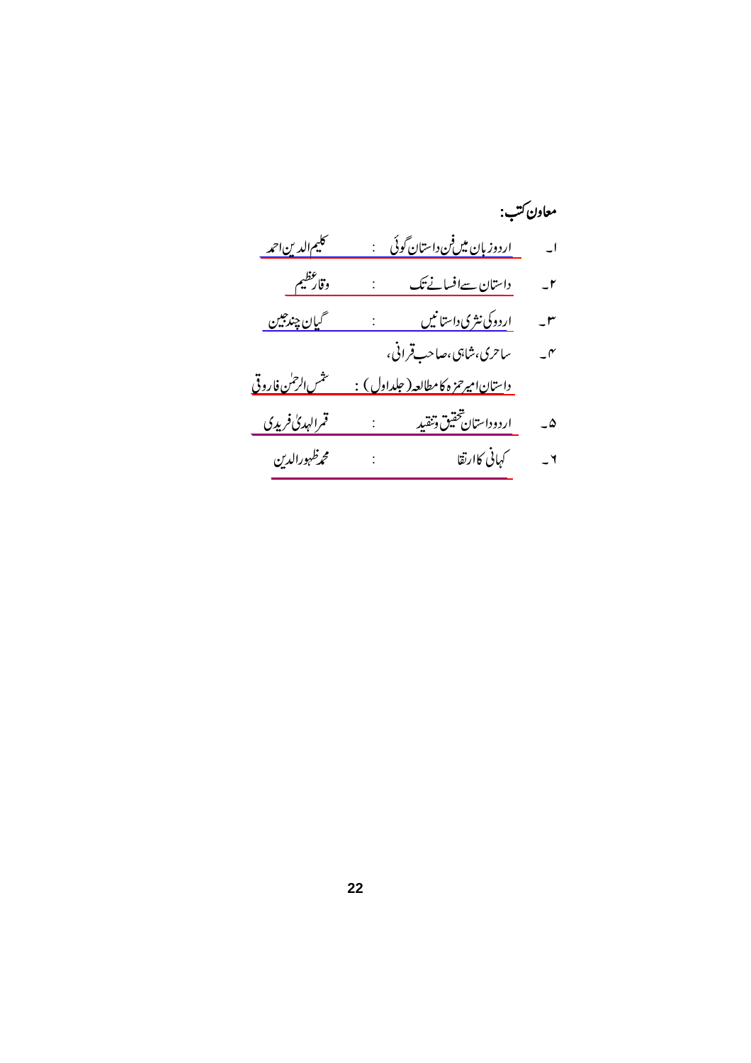**معاون کتب:**

۱۔ اردو زبان میں فن داستان گوئی : کلیم الدین احمد

۲۔ داستان سے افسانے تک : وقار عظیم

۳۔ اردو کی نثری داستانیں : گیان چند جین

۴۔ ساحری، شاہی، صاحب قرانی، داستان امیر حمزہ کا مطالعہ (جلد اول) : شمس الرحمٰن فاروقی

۵۔ اردو داستان تحقیق و تنقید : قمر الہدیٰ فریدی

۶۔ کہانی کا ارتقا : محمد ظہور الدین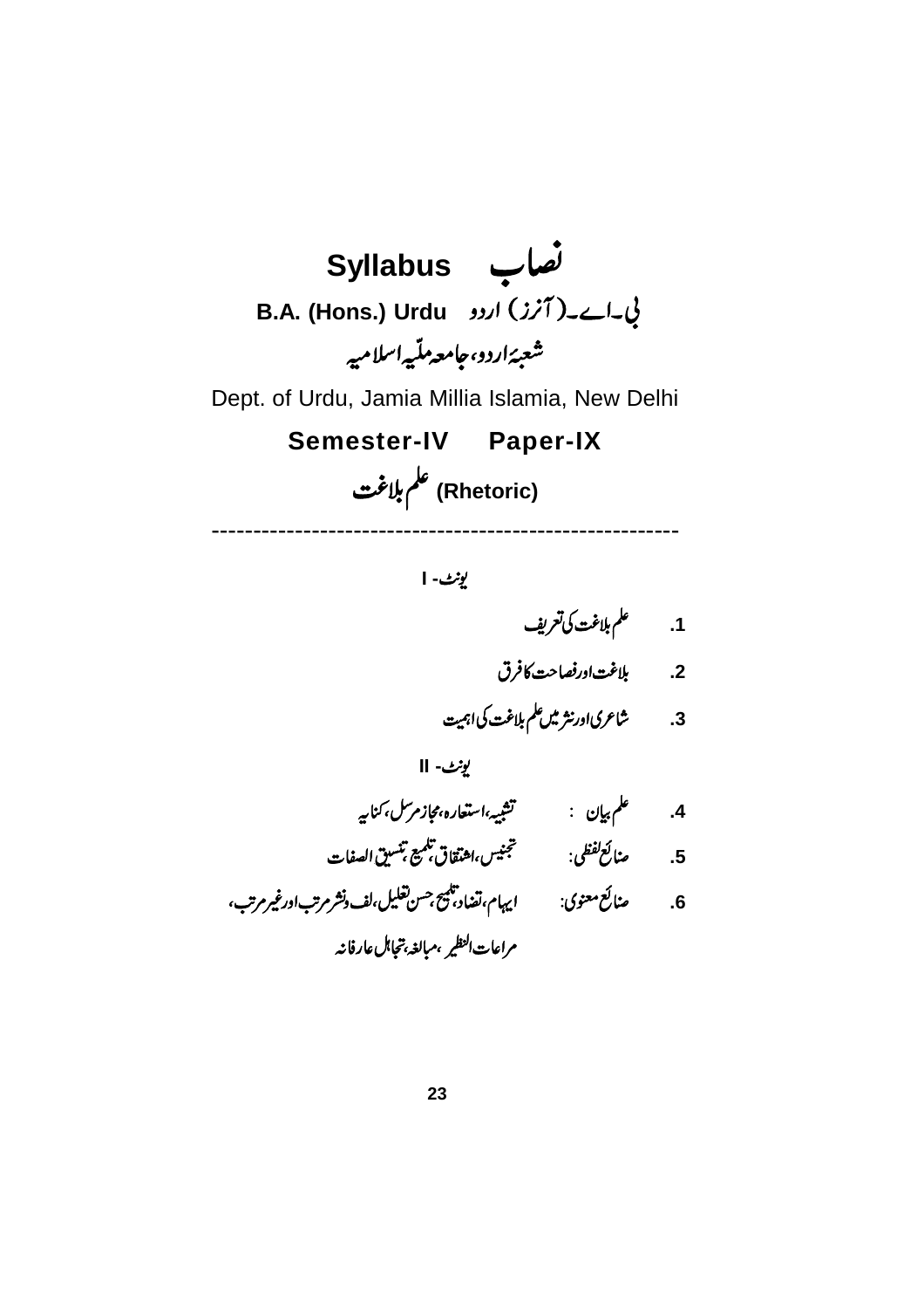# Syllabus نصاب

## B.A. (Hons.) Urdu بی۔اے۔(آنرز) اردو

### شعبۂ اردو، جامعہ ملّیہ اسلامیہ

Dept. of Urdu, Jamia Millia Islamia, New Delhi

**Semester-IV Paper-IX**

### علم بلاغت (Rhetoric)

---

یونٹ- I

1. علم بلاغت کی تعریف
2. بلاغت اور فصاحت کا فرق
3. شاعری اور نثر میں علم بلاغت کی اہمیت

یونٹ- II

4. علم بیان : تشبیہ، استعارہ، مجاز مرسل، کنایہ
5. صنائع لفظی: تجنیس، اشتقاق، تلمیع، تنسیق الصفات
6. صنائع معنوی: ایہام، تضاد، تلمیح، حسن تعلیل، لف ونشر مرتب اور غیر مرتب، مراعات النظیر، مبالغہ، تجاہل عارفانہ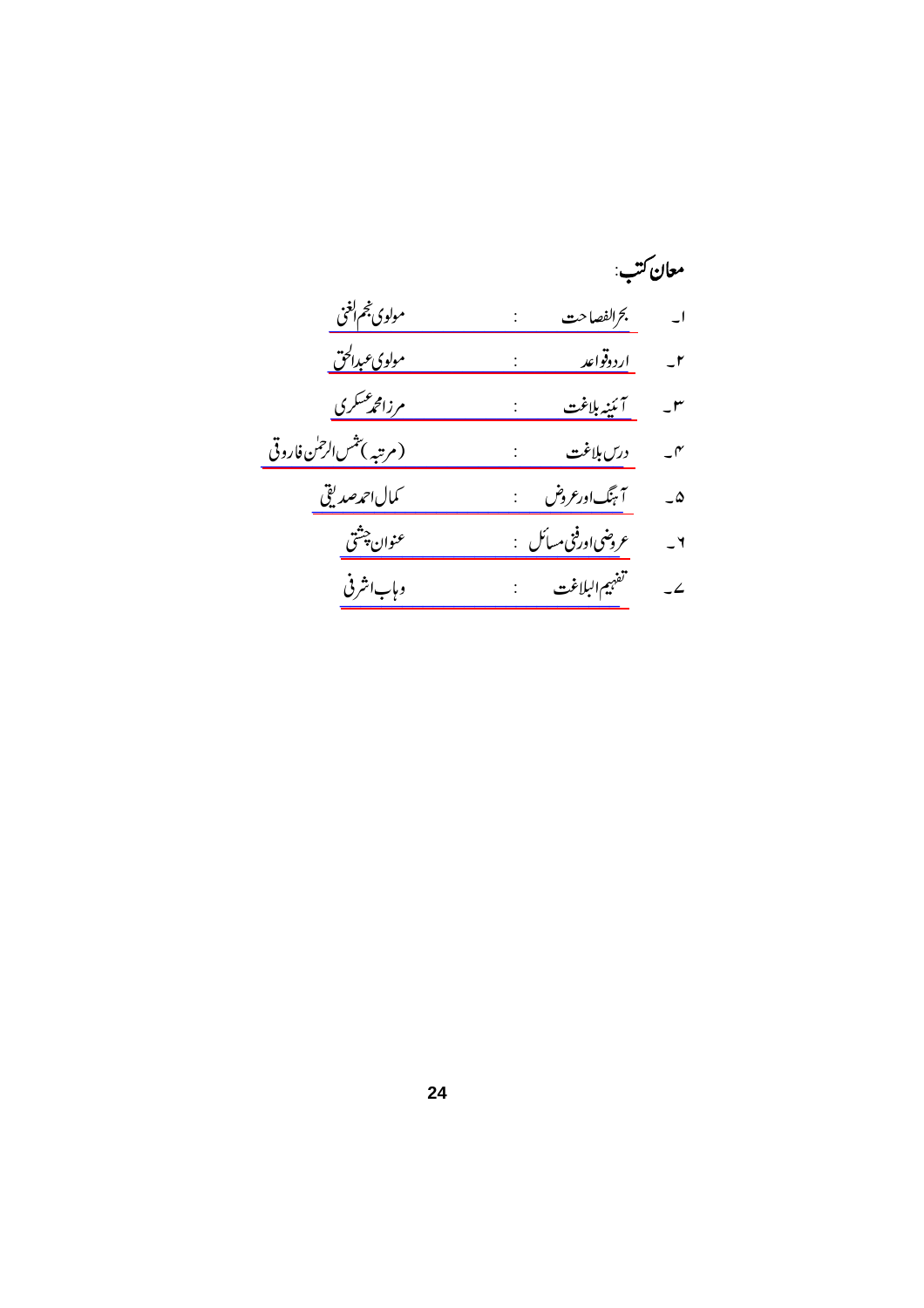**معاون کتب:**

۱۔ بحرالفصاحت : مولوی نجم الغنی

۲۔ اردوقواعد : مولوی عبدالحق

۳۔ آئینہ بلاغت : مرزامحمد عسکری

۴۔ درس بلاغت : (مرتبہ) شمس الرحمٰن فاروقی

۵۔ آہنگ اورعروض : کمال احمد صدیقی

۶۔ عروضی اورفنی مسائل : عنوان چشتی

۷۔ تفہیم البلاغت : وہاب اشرفی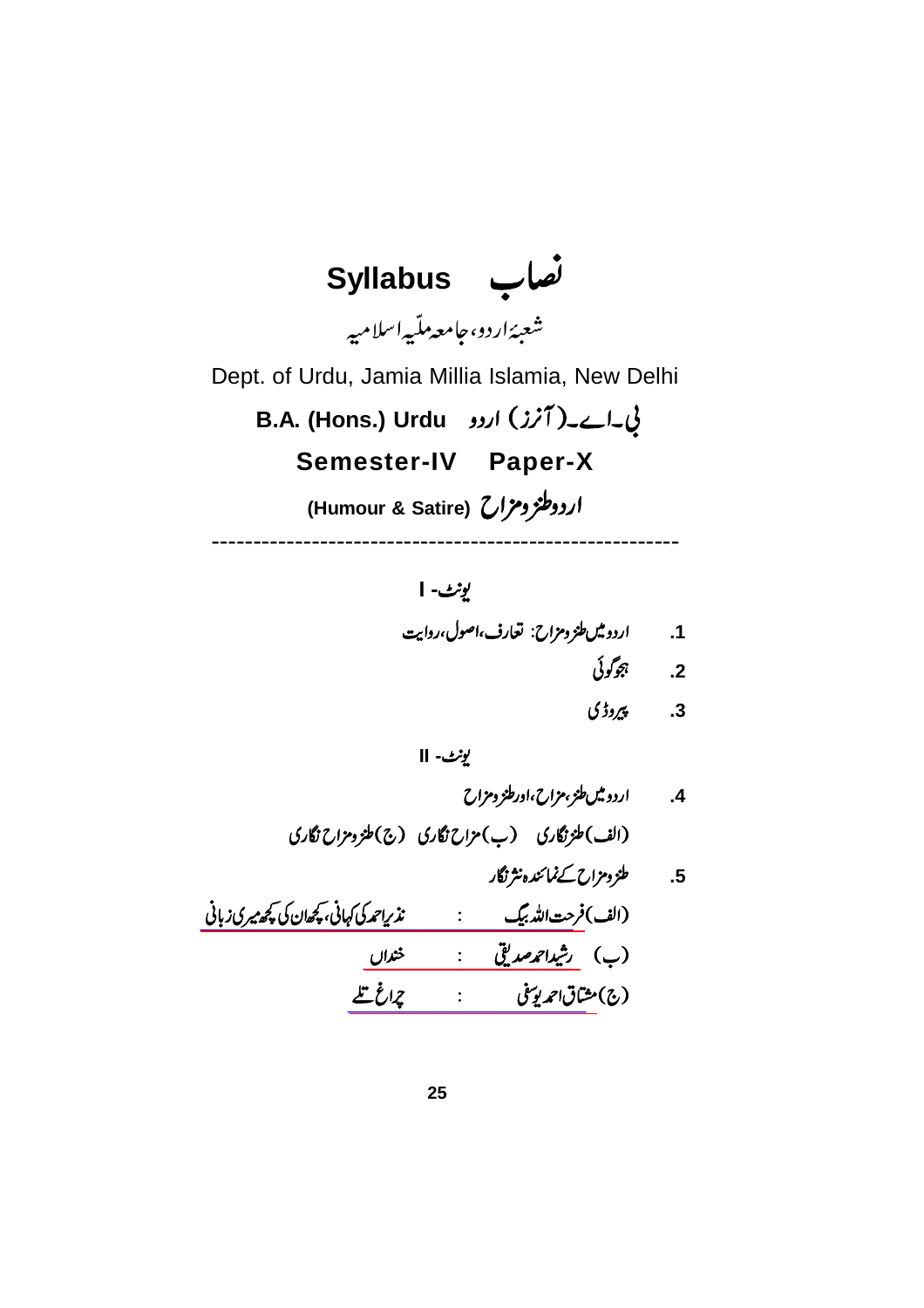# نصاب Syllabus

شعبۂ اردو، جامعہ ملّیہ اسلامیہ

Dept. of Urdu, Jamia Millia Islamia, New Delhi

**B.A. (Hons.) Urdu بی۔اے۔(آنرز) اردو**

**Semester-IV Paper-X**

**اردو طنز و مزاح (Humour & Satire)**

---------------------------------------------------------

### یونٹ- I

1. اردو میں طنز و مزاح: تعارف، اصول، روایت
2. ہجوگوئی
3. پیروڈی

### یونٹ- II

4. اردو میں طنز، مزاح، اور طنز و مزاح

(الف) طنز نگاری (ب) مزاح نگاری (ج) طنز و مزاح نگاری

5. طنز و مزاح کے نمائندہ نثر نگار

(الف) فرحت اللہ بیگ : نذیر احمد کی کہانی، کچھ ان کی کچھ میری زبانی

(ب) رشید احمد صدیقی : خنداں

(ج) مشتاق احمد یوسفی : چراغ تلے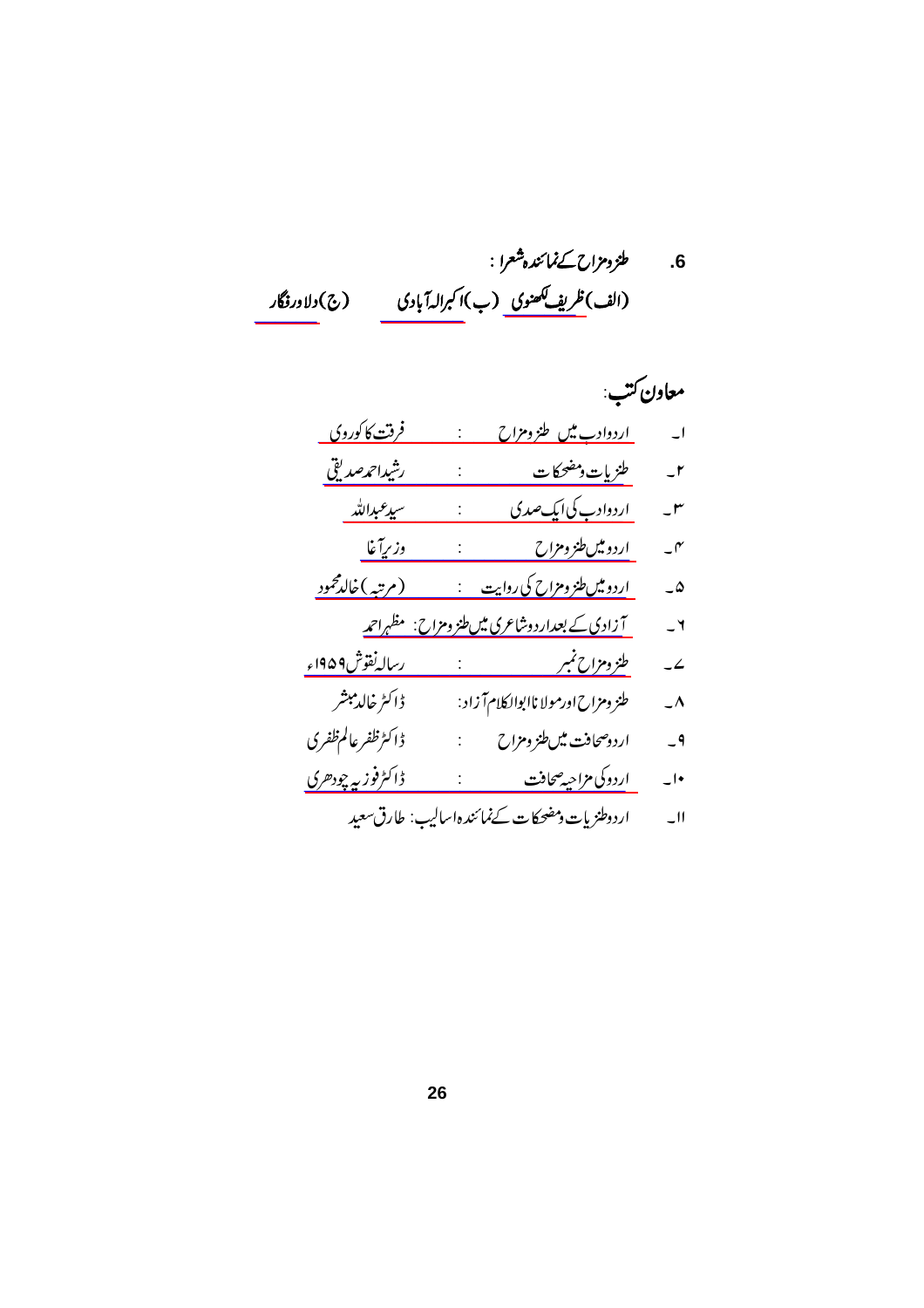6. طنزومزاح کے نمائندہ شعرا :

(الف) ظریف لکھنوی (ب) اکبرالہ آبادی (ج) دلاور فگار

**معاون کتب:**

۱۔ اردوادب میں طنزومزاح : فرقت کاکوروی

۲۔ طنزیات ومضحکات : رشیداحمد صدیقی

۳۔ اردوادب کی ایک صدی : سیدعبداللہ

۴۔ اردو میں طنز ومزاح : وزیرآغا

۵۔ اردو میں طنزومزاح کی روایت : (مرتبہ) خالد محمود

۶۔ آزادی کے بعد اردو شاعری میں طنزومزاح: مظہراحمد

۷۔ طنزومزاح نمبر : رسالہ نقوش ۱۹۵۹ء

۸۔ طنزومزاح اور مولانا ابوالکلام آزاد: ڈاکٹر خالد مبشر

۹۔ اردو صحافت میں طنزومزاح : ڈاکٹر ظفر عالم ظفری

۱۰۔ اردو کی مزاحیہ صحافت : ڈاکٹر فوزیہ چودھری

۱۱۔ اردو طنزیات ومضحکات کے نمائندہ اسالیب: طارق سعید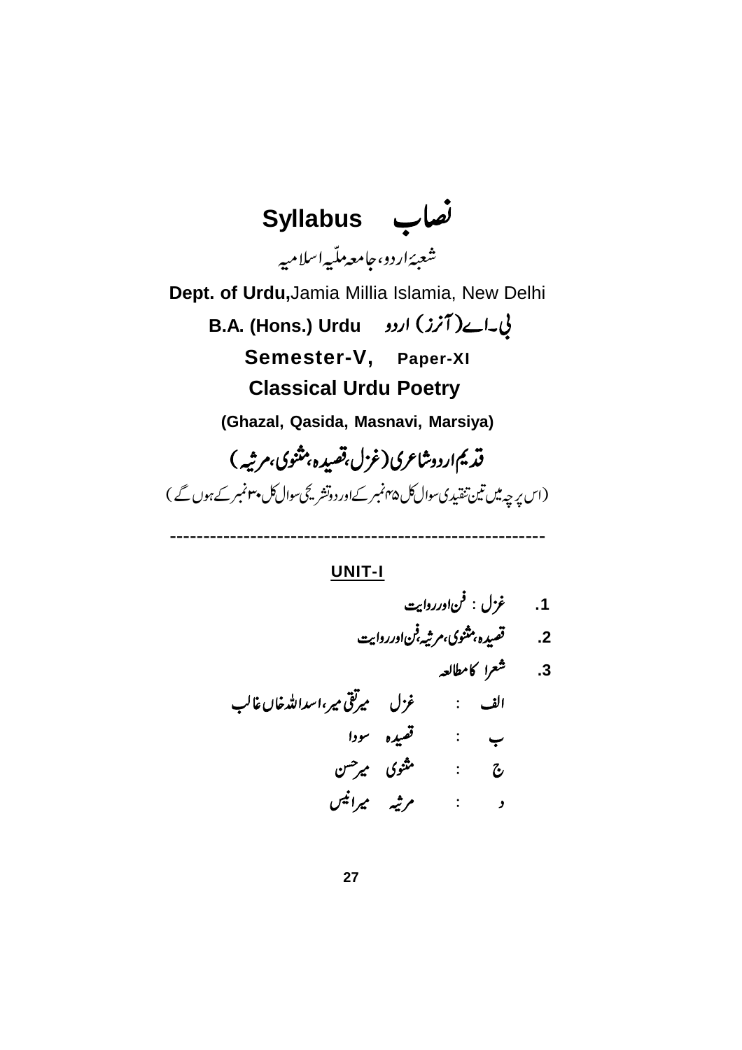# Syllabus نصاب

شعبۂ اردو، جامعہ ملّیہ اسلامیہ

**Dept. of Urdu,** Jamia Millia Islamia, New Delhi

**B.A. (Hons.) Urdu** بی۔اے (آنرز) اردو

**Semester-V, Paper-XI**

## Classical Urdu Poetry

**(Ghazal, Qasida, Masnavi, Marsiya)**

## قدیم اردو شاعری (غزل، قصیدہ، مثنوی، مرثیہ)

(اس پرچہ میں تین تنقیدی سوال کل ۴۵ نمبر کے اور دو تشریحی سوال کل ۳۰ نمبر کے ہوں گے)

---

### UNIT-I

1. غزل : فن اور روایت
2. قصیدہ، مثنوی، مرثیہ، فن اور روایت
3. شعرا کا مطالعہ

الف : غزل میر تقی میر، اسداللہ خاں غالب

ب : قصیدہ سودا

ج : مثنوی میر حسن

د : مرثیہ میر انیس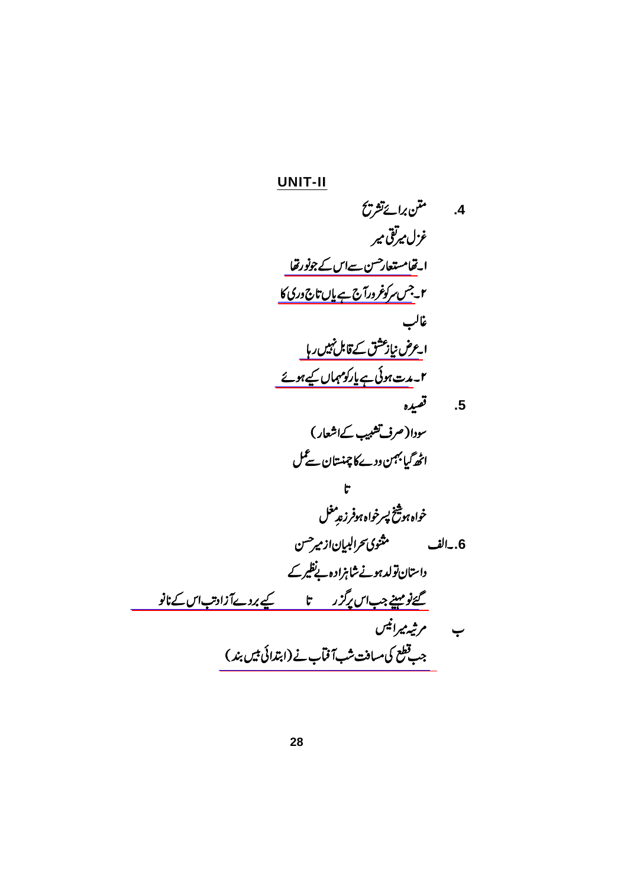## UNIT-II

4. متن برائے تشریح

غزل میر تقی میر

۱۔ تھا مستعار حسن سے اس کے جو نور تھا

۲۔ جس سر کو غرور آج ہے یاں تاج وری کا

غالب

۱۔ عرض نیاز عشق کے قابل نہیں رہا

۲۔ مدت ہوئی ہے یار کو مہماں کیے ہوئے

5. قصیدہ

سودا (صرف تشبیب کے اشعار)

اٹھ گیا بہمن و دے کا چمنستان سے عمل

تا

خواہ ہو شیخ پسر خواہ ہو فرزند مغل

6۔الف مثنوی سحر البیان از میر حسن

داستان تولد ہونے شاہزادہ بے نظیر کے

گئے نو مہینے جب اس پر گزر تا کیے بردے آزاد تب اس کے نانو

ب مرثیہ میر انیس

جب قطع کی مسافت شب آفتاب نے (ابتدائی بیس بند)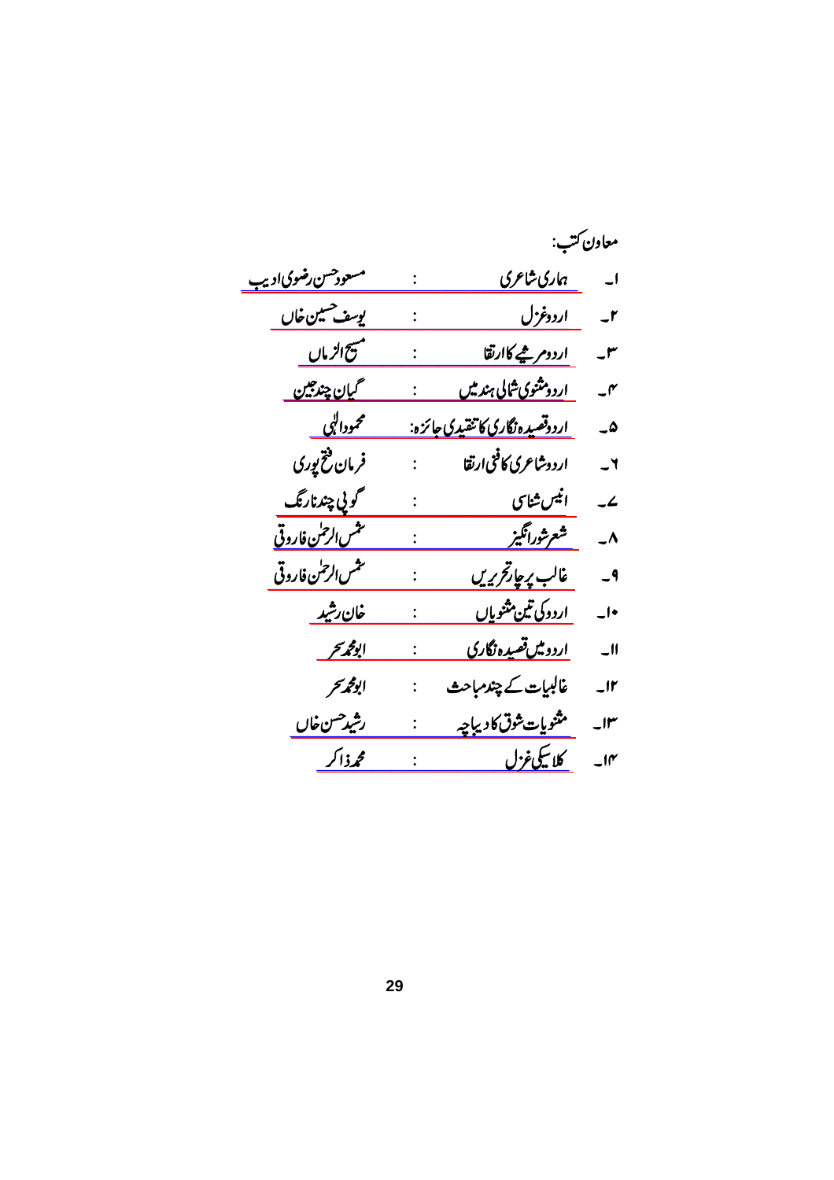معاون کتب:

۱۔ ہماری شاعری : مسعود حسن رضوی ادیب

۲۔ اردو غزل : یوسف حسین خاں

۳۔ اردو مرثیے کا ارتقا : مسیح الزماں

۴۔ اردو مثنوی شمالی ہند میں : گیان چند جین

۵۔ اردو قصیدہ نگاری کا تنقیدی جائزہ : محمود الٰہی

۶۔ اردو شاعری کا فنی ارتقا : فرمان فتح پوری

۷۔ انیس شناسی : گوپی چند نارنگ

۸۔ شعر شور انگیز : شمس الرحمٰن فاروقی

۹۔ غالب پر چار تحریریں : شمس الرحمٰن فاروقی

۱۰۔ اردو کی تین مثنویاں : خان رشید

۱۱۔ اردو میں قصیدہ نگاری : ابو محمد سحر

۱۲۔ غالبیات کے چند مباحث : ابو محمد سحر

۱۳۔ مثنویات شوق کا دیباچہ : رشید حسن خاں

۱۴۔ کلاسیکی غزل : محمد ذاکر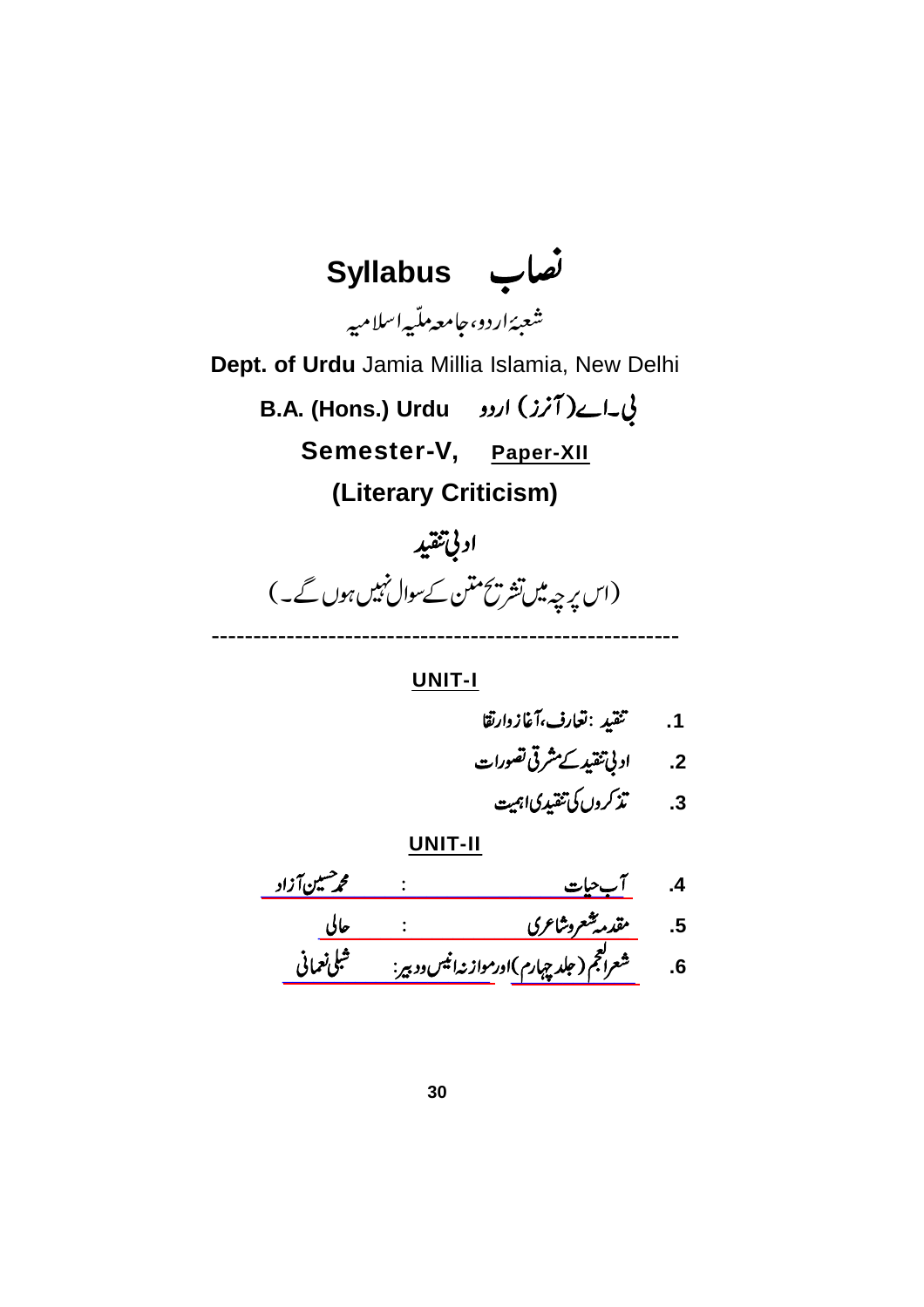# نصاب Syllabus

شعبۂ اردو، جامعہ ملّیہ اسلامیہ

**Dept. of Urdu** Jamia Millia Islamia, New Delhi

**B.A. (Hons.) Urdu بی۔اے (آنرز) اردو**

**Semester-V, Paper-XII**

**(Literary Criticism)**

## ادبی تنقید

(اس پرچہ میں تشریح متن کے سوال نہیں ہوں گے۔)

---

**UNIT-I**

1. تنقید: تعارف، آغاز و ارتقا
2. ادبی تنقید کے مشرقی تصورات
3. تذکروں کی تنقیدی اہمیت

**UNIT-II**

4. آبِ حیات : محمد حسین آزاد
5. مقدمۂ شعر و شاعری : حالی
6. شعر العجم (جلد چہارم) اور موازنۂ انیس و دبیر : شبلی نعمانی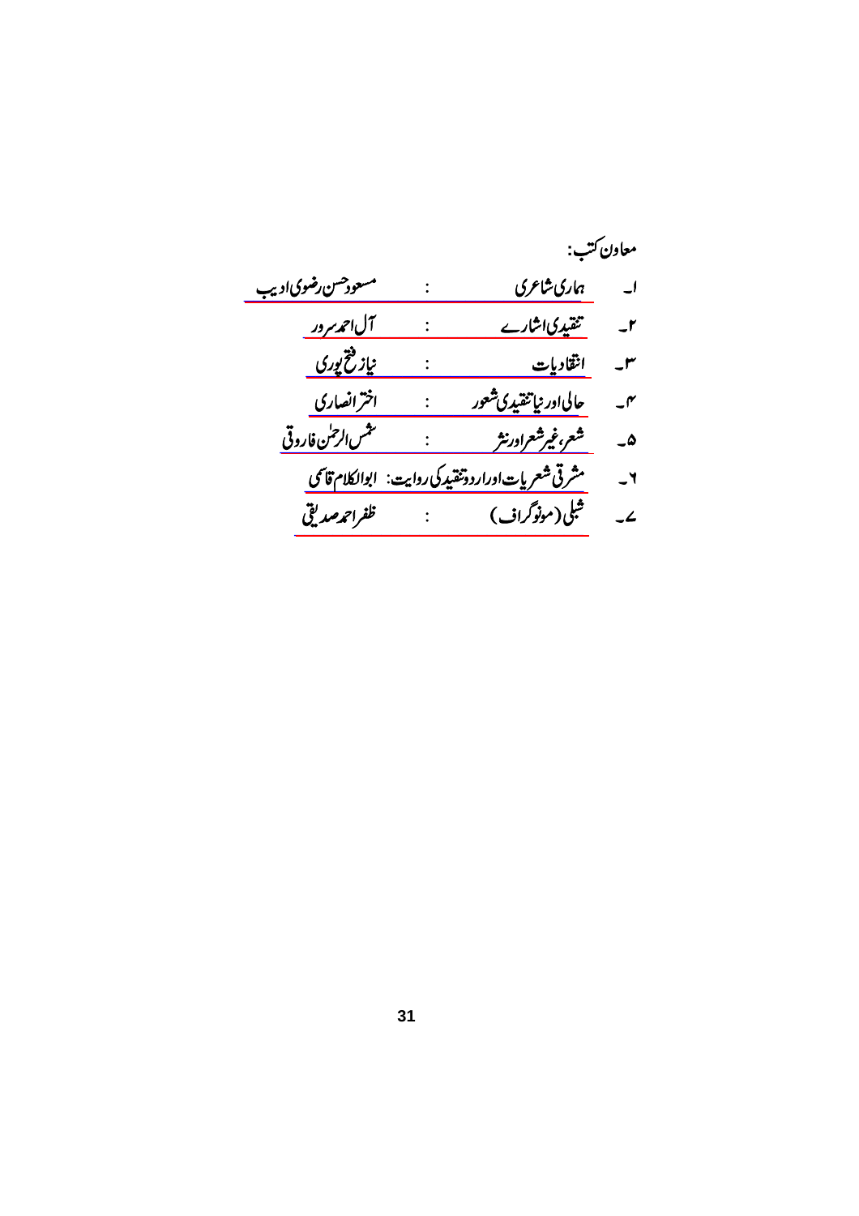معاون کتب:

۱۔ ہماری شاعری : مسعود حسن رضوی ادیب

۲۔ تنقیدی اشارے : آل احمد سرور

۳۔ انتقادیات : نیاز فتح پوری

۴۔ حالی اور نیا تنقیدی شعور : اختر انصاری

۵۔ شعر، غیر شعر اور نثر : شمس الرحمٰن فاروقی

۶۔ مشرقی شعریات اور اردو تنقید کی روایت: ابوالکلام قاسمی

۷۔ شبلی (مونوگراف) : ظفر احمد صدیقی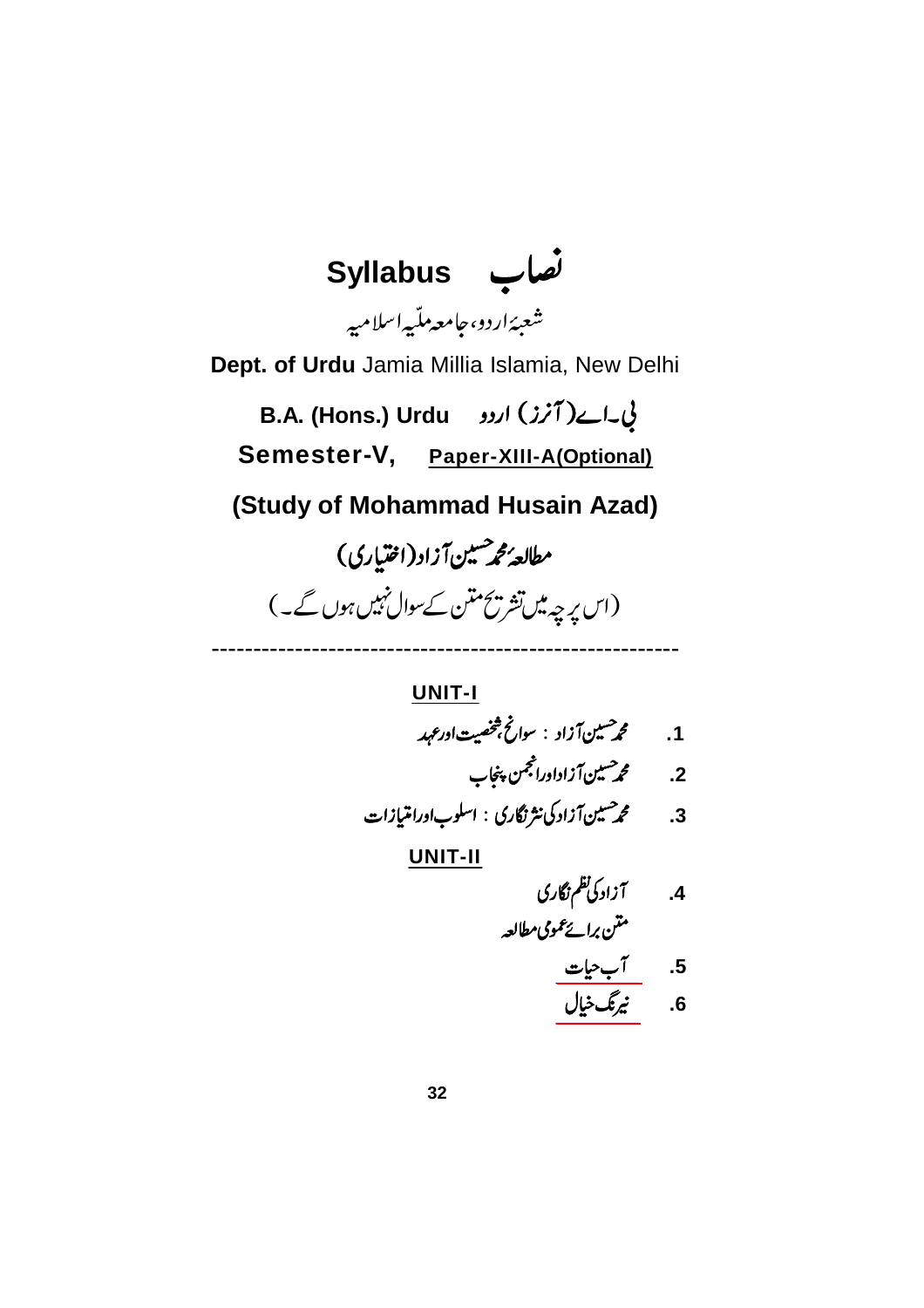# نصاب Syllabus

شعبۂ اردو، جامعہ ملّیہ اسلامیہ

**Dept. of Urdu** Jamia Millia Islamia, New Delhi

**B.A. (Hons.) Urdu** بی۔اے(آنرز) اردو

**Semester-V,** **Paper-XIII-A(Optional)**

## (Study of Mohammad Husain Azad)

## مطالعۂ محمد حسین آزاد(اختیاری)

(اس پرچہ میں تشریح متن کے سوال نہیں ہوں گے۔)

---

### UNIT-I

1. محمد حسین آزاد : سوانح، شخصیت اور عہد
2. محمد حسین آزاد اور انجمن پنجاب
3. محمد حسین آزاد کی نثر نگاری : اسلوب اور امتیازات

### UNIT-II

4. آزاد کی نظم نگاری

متن برائے عمومی مطالعہ

5. آب حیات
6. نیرنگ خیال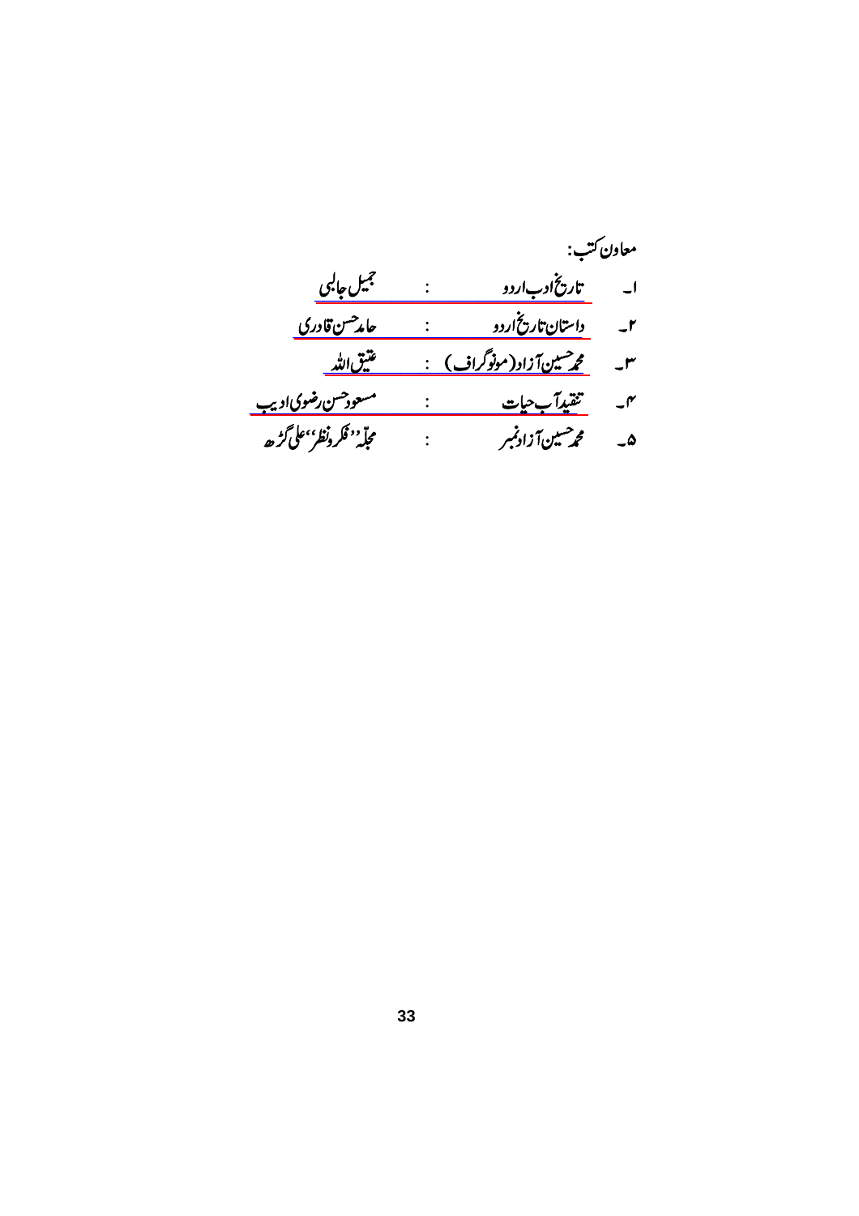معاون کتب:

۱۔ تاریخ ادب اردو : جمیل جالبی

۲۔ داستان تاریخ اردو : حامد حسن قادری

۳۔ محمد حسین آزاد (مونوگراف) : عتیق اللہ

۴۔ تنقید آب حیات : مسعود حسن رضوی ادیب

۵۔ محمد حسین آزاد نمبر : مجلّہ ''فکر و نظر''، علی گڑھ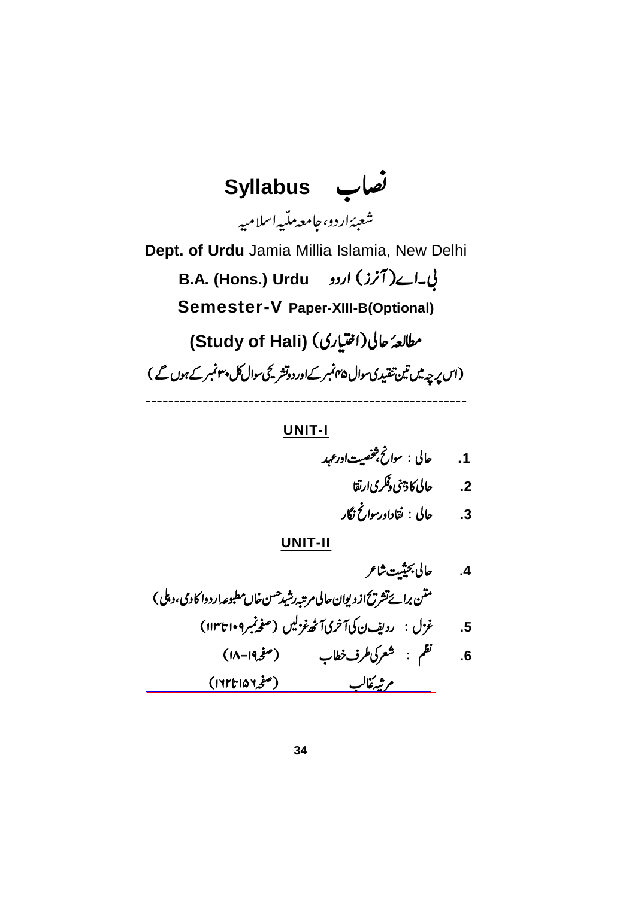# Syllabus نصاب

شعبۂ اردو، جامعہ ملّیہ اسلامیہ

**Dept. of Urdu** Jamia Millia Islamia, New Delhi

**B.A. (Hons.) Urdu بی۔اے (آنرز) اردو**

**Semester-V Paper-XIII-B(Optional)**

## مطالعۂ حالی (اختیاری) (Study of Hali)

(اس پرچہ میں تین تنقیدی سوال ۴۵ نمبر کے اور دو تشریحی سوال کل ۳۰ نمبر کے ہوں گے)

---

### UNIT-I

1. حالی : سوانح، شخصیت اور عہد
2. حالی کا ذہنی و فکری ارتقا
3. حالی : نقاد اور سوانح نگار

### UNIT-II

4. حالی بحیثیت شاعر

   متن برائے تشریح از دیوان حالی مرتبہ رشید حسن خاں مطبوعہ اردو اکادمی، دہلی)

5. غزل : ردیف ن کی آخری آٹھ غزلیں (صفحہ نمبر ۱۰۹ تا ۱۱۳)
6. نظم : شعر کی طرف خطاب (صفحہ ۱۹-۱۸)

   مرثیہ غالب (صفحہ ۱۵۶ تا ۱۶۲)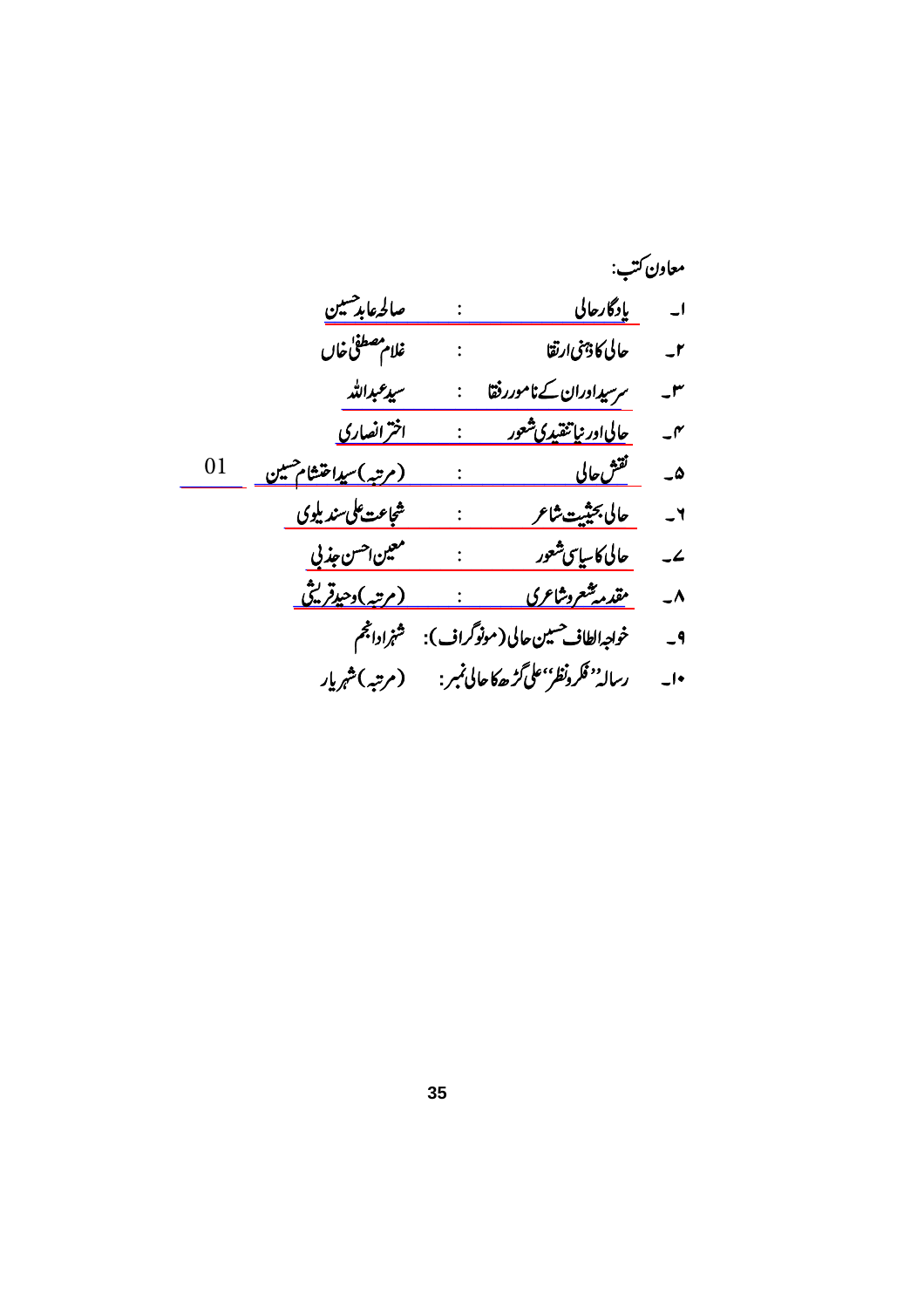معاون کتب:

۱۔ یادگار حالی : صالحہ عابد حسین

۲۔ حالی کا ذہنی ارتقا : غلام مصطفیٰ خاں

۳۔ سرسید اور ان کے نامور رفقا : سید عبداللہ

۴۔ حالی اور نیا تنقیدی شعور : اختر انصاری

۵۔ نقش حالی : (مرتبہ) سید احتشام حسین

۶۔ حالی بحیثیت شاعر : شجاعت علی سندیلوی

۷۔ حالی کا سیاسی شعور : معین احسن جذبی

۸۔ مقدمہ شعر و شاعری : (مرتبہ) وحید قریشی

۹۔ خواجہ الطاف حسین حالی (مونوگراف): شہزاد انجم

۱۰۔ رسالہ ''فکر و نظر'' علی گڑھ کا حالی نمبر: (مرتبہ) شہریار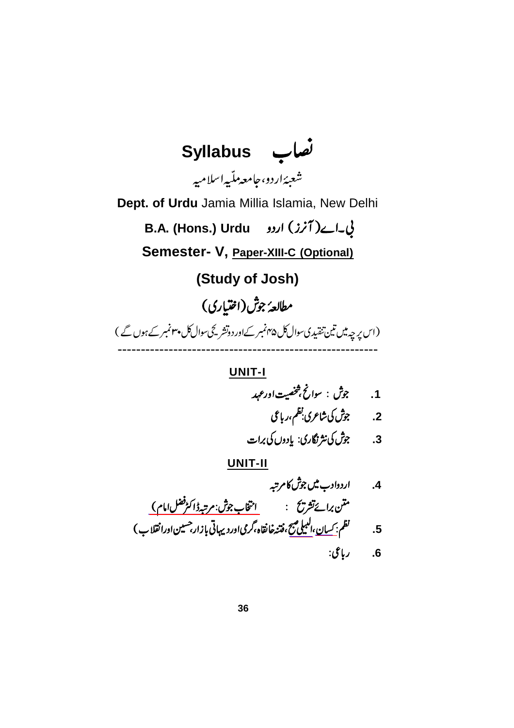# نصاب Syllabus

شعبۂ اردو، جامعہ ملّیہ اسلامیہ

**Dept. of Urdu** Jamia Millia Islamia, New Delhi

## B.A. (Hons.) Urdu بی۔اے (آنرز) اردو

**Semester- V, Paper-XIII-C (Optional)**

## (Study of Josh)

## مطالعۂ جوش (اختیاری)

(اس پرچہ میں تین تنقیدی سوال کل ۴۵ نمبر کے اور دو تشریحی سوال کل ۳۰ نمبر کے ہوں گے)

---

### UNIT-I

1. جوش : سوانح، شخصیت اور عہد
2. جوش کی شاعری: نظم، رباعی
3. جوش کی نثر نگاری: یادوں کی برات

### UNIT-II

4. اردو ادب میں جوش کا مرتبہ

متن برائے تشریح : انتخاب جوش: مرتبہ ڈاکٹر فضل امام)

5. نظم: کسان، البیلی صبح، فتنۂ خانقاہ، گرمی اور دیہاتی بازار، حسین اور انقلاب)
6. رباعی: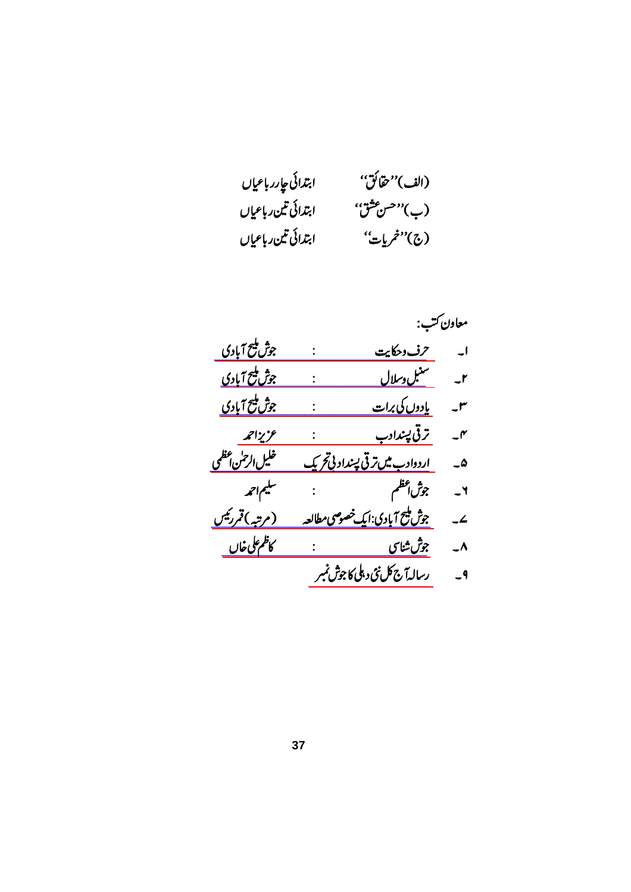(الف)''حقائق''　　ابتدائی چار رباعیاں

(ب)''حسن عشق''　　ابتدائی تین رباعیاں

(ج)''خمریات''　　ابتدائی تین رباعیاں

معاون کتب:

۱۔ حرف وحکایت : جوش ملیح آبادی

۲۔ سنبل وسلال : جوش ملیح آبادی

۳۔ یادوں کی برات : جوش ملیح آبادی

۴۔ ترقی پسند ادب : عزیز احمد

۵۔ اردو ادب میں ترقی پسند ادبی تحریک　خلیل الرحمٰن اعظمی

۶۔ جوش اعظم : سلیم احمد

۷۔ جوش ملیح آبادی: ایک خصوصی مطالعہ　(مرتبہ) قمر رئیس

۸۔ جوش شناسی : کاظم علی خاں

۹۔ رسالہ آج کل نئی دہلی کا جوش نمبر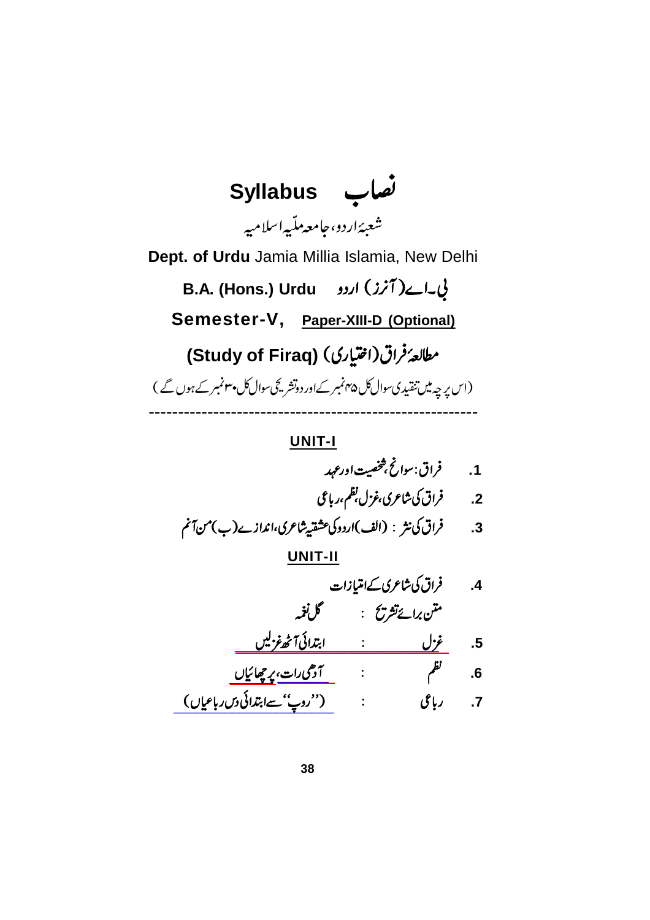# نصاب Syllabus

شعبۂ اردو، جامعہ ملّیہ اسلامیہ

**Dept. of Urdu** Jamia Millia Islamia, New Delhi

**B.A. (Hons.) Urdu** بی۔اے (آنرز) اردو

**Semester-V,** **Paper-XIII-D (Optional)**

## مطالعۂ فراق (اختیاری) (Study of Firaq)

(اس پرچہ میں تنقیدی سوال کل ۴۵ نمبر کے اور دو تشریحی سوال کل ۳۰ نمبر کے ہوں گے)

---

### UNIT-I

1. فراق: سوانح، شخصیت اور عہد
2. فراق کی شاعری، غزل، نظم، رباعی
3. فراق کی نثر : (الف) اردو کی عشقیہ شاعری، اندازے (ب) من آنم

### UNIT-II

4. فراق کی شاعری کے امتیازات

متن برائے تشریح : گل نغمہ

5. غزل : ابتدائی آٹھ غزلیں
6. نظم : آدھی رات، پرچھائیاں
7. رباعی : (''روپ'' سے ابتدائی دس رباعیاں)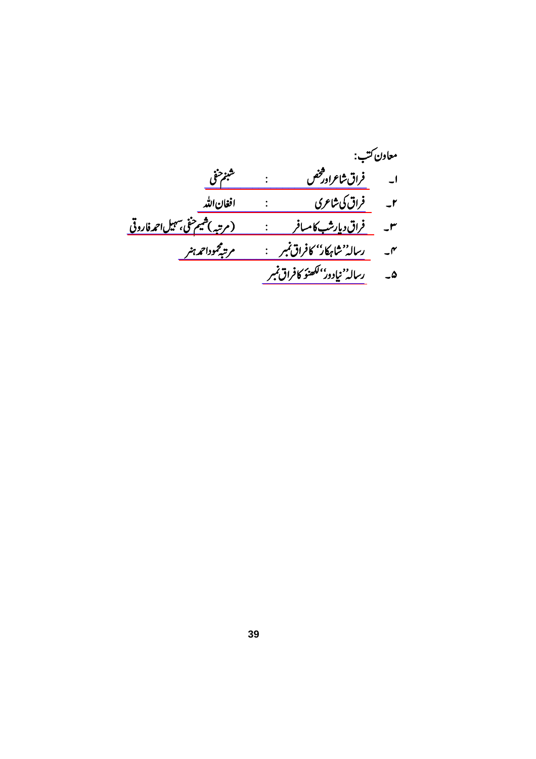معاون کتب:

۱۔ فراق شاعر اور شخص : شبنم حنفی

۲۔ فراق کی شاعری : افغان اللہ

۳۔ فراق دیار شب کا مسافر : (مرتبہ) شمیم حنفی، سہیل احمد فاروقی

۴۔ رسالہ ''شاہکار'' کا فراق نمبر : مرتبہ محمود احمد ہنر

۵۔ رسالہ ''نیا دور'' لکھنؤ کا فراق نمبر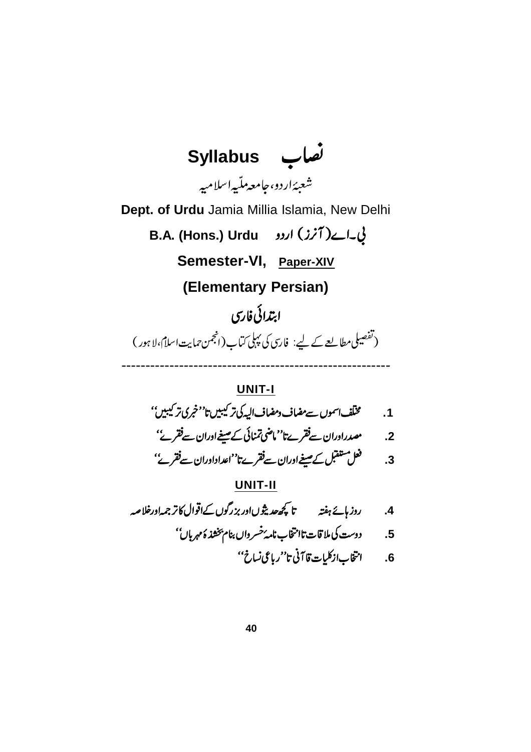# نصاب Syllabus

شعبۂ اردو، جامعہ ملّیہ اسلامیہ

**Dept. of Urdu** Jamia Millia Islamia, New Delhi

**B.A. (Hons.) Urdu** بی۔اے (آنرز) اردو

**Semester-VI, Paper-XIV**

**(Elementary Persian)**

## ابتدائی فارسی

(تفصیلی مطالعے کے لیے: فارسی کی پہلی کتاب (انجمن حمایت اسلام، لاہور)

---

### UNIT-I

1. مختلف اسموں سے مضاف و مضاف الیہ کی ترکیبیں تا ''خبری ترکیبیں''
2. مصدر اور ان سے فقرے تا ''ماضی تمنائی کے صیغے اور ان سے فقرے''
3. فعل مستقبل کے صیغے اور ان سے فقرے تا ''اعداد اور ان سے فقرے''

### UNIT-II

4. روزہائے ہفتہ تا کچھ حدیثوں اور بزرگوں کے اقوال کا ترجمہ اور خلاصہ
5. دوست کی ملاقات تا انتخاب نامۂ خسرواں بنام بخشندۂ مہرباں''
6. انتخاب از کلیات قاآنی تا ''رباعی نساخ''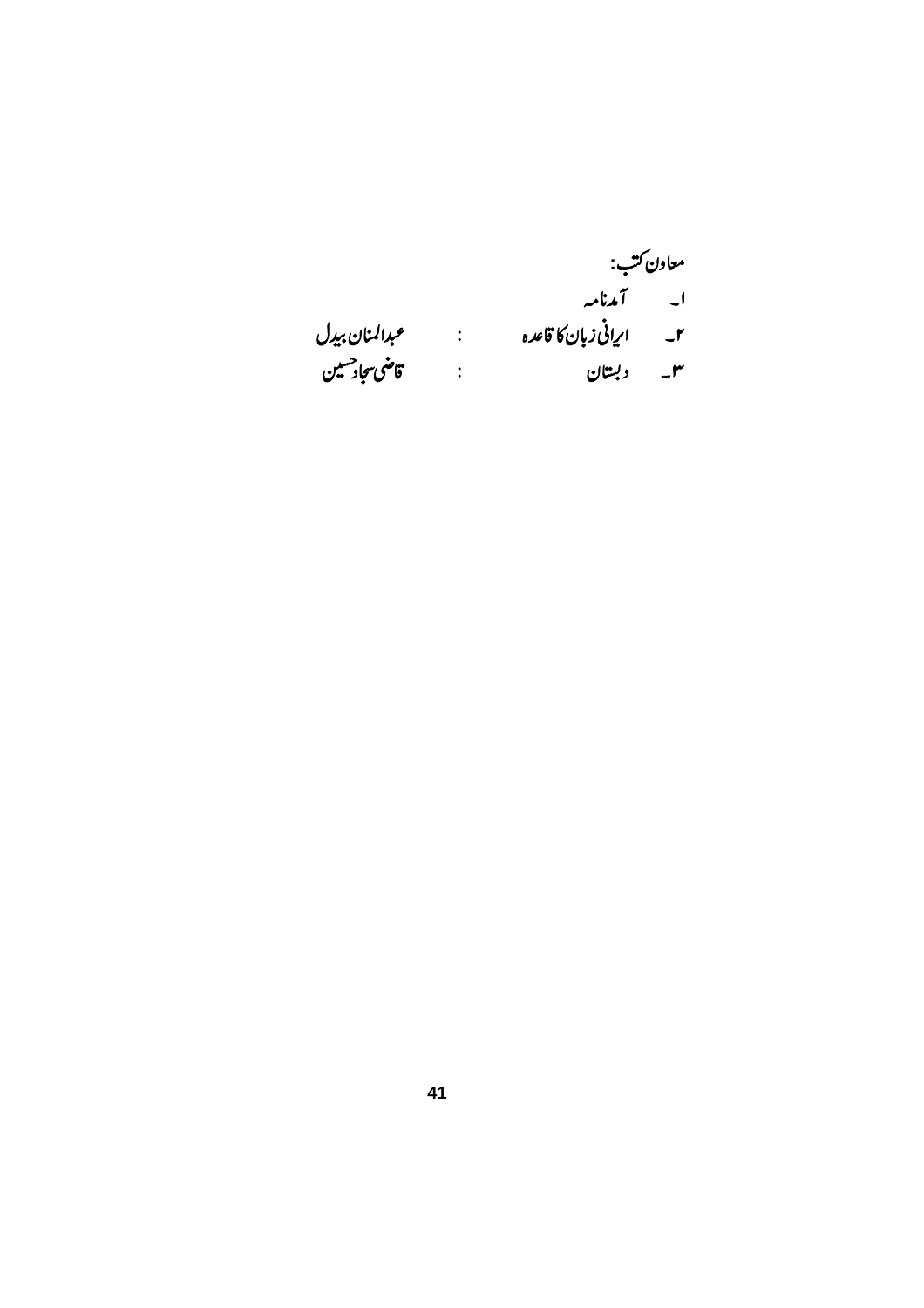معاون کتب:

۱۔ آمدنامہ

۲۔ ایرانی زبان کا قاعدہ : عبدالمنان بیدل

۳۔ دبستان : قاضی سجاد حسین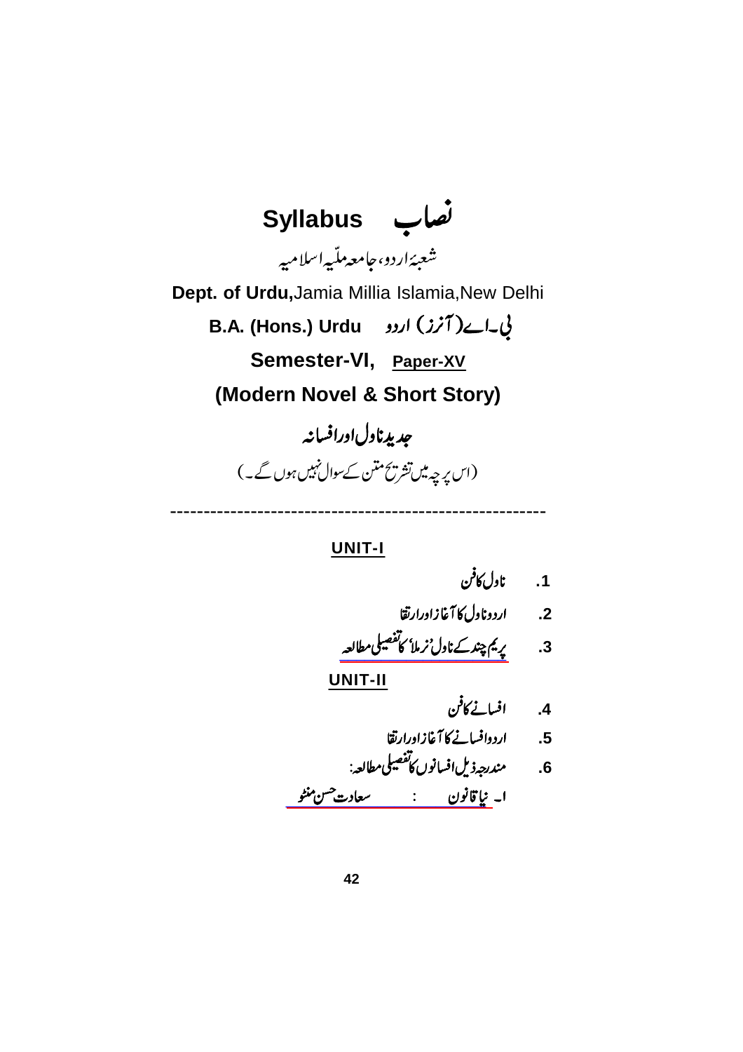# Syllabus نصاب

شعبۂ اردو، جامعہ ملّیہ اسلامیہ

**Dept. of Urdu,** Jamia Millia Islamia, New Delhi

**B.A. (Hons.) Urdu** بی۔اے (آنرز) اردو

**Semester-VI, Paper-XV**

**(Modern Novel & Short Story)**

**جدید ناول اور افسانہ**

(اس پرچہ میں تشریح متن کے سوال نہیں ہوں گے۔)

---

**UNIT-I**

1. ناول کا فن
2. اردو ناول کا آغاز و ارتقا
3. پریم چند کے ناول 'نرملا' کا تفصیلی مطالعہ

**UNIT-II**

4. افسانے کا فن
5. اردو افسانے کا آغاز و ارتقا
6. مندرجہ ذیل افسانوں کا تفصیلی مطالعہ:

ا۔ نیا قانون : سعادت حسن منٹو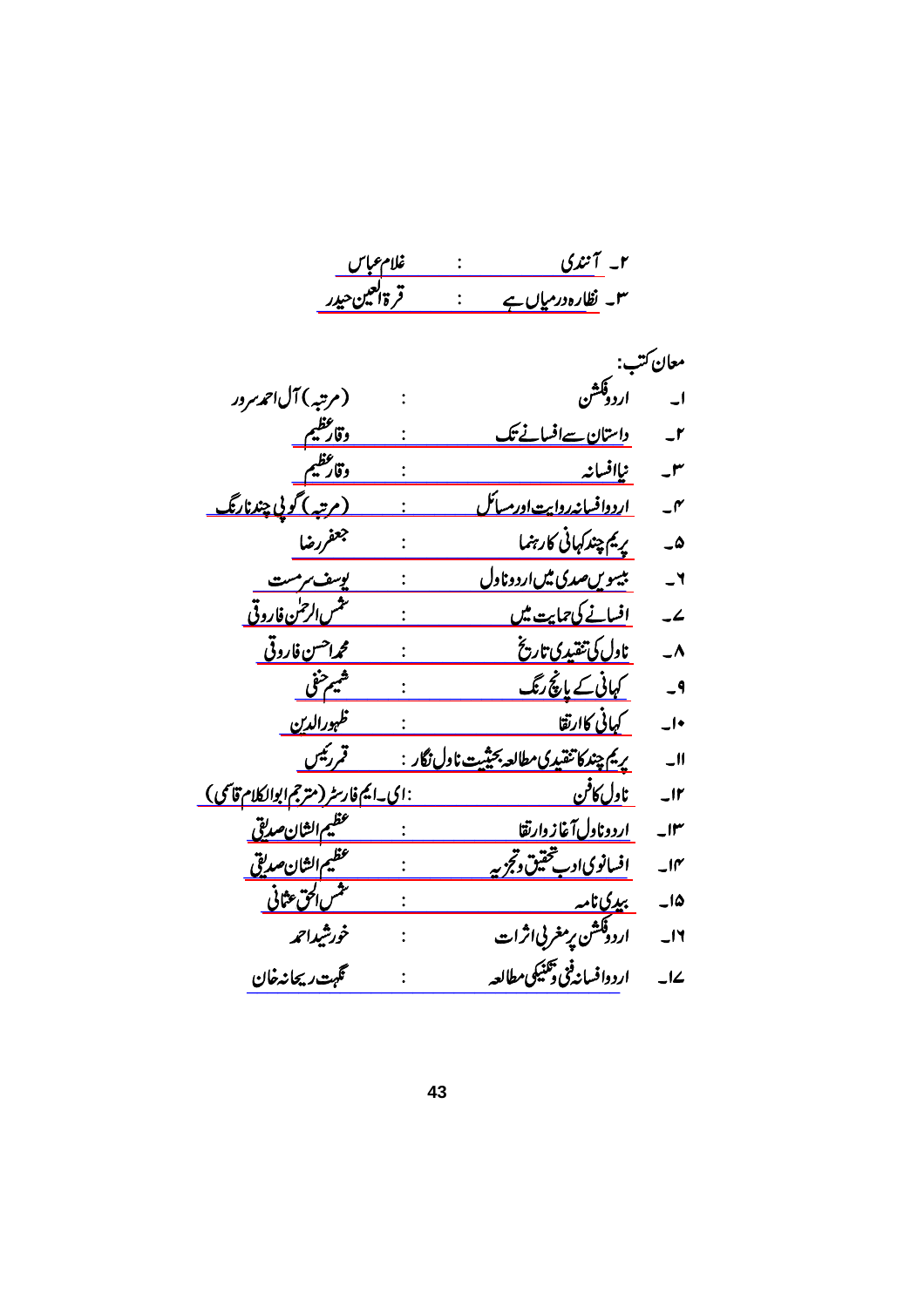۲۔ آنندی : غلام عباس

۳۔ نظارہ درمیاں ہے : قرۃالعین حیدر

معان کتب:

۱۔ اردو فکشن : (مرتبہ) آل احمد سرور

۲۔ داستان سے افسانے تک : وقار عظیم

۳۔ نیا افسانہ : وقار عظیم

۴۔ اردو افسانہ روایت اور مسائل : (مرتبہ) گوپی چند نارنگ

۵۔ پریم چند کہانی کا رہنما : جعفر رضا

۶۔ بیسویں صدی میں اردو ناول : یوسف سرمست

۷۔ افسانے کی حمایت میں : شمس الرحمٰن فاروقی

۸۔ ناول کی تنقیدی تاریخ : محمد احسن فاروقی

۹۔ کہانی کے پانچ رنگ : شمیم حنفی

۱۰۔ کہانی کا ارتقا : ظہورالدین

۱۱۔ پریم چند کا تنقیدی مطالعہ بحیثیت ناول نگار : قمر رئیس

۱۲۔ ناول کا فن : ای۔ایم فارسٹر (مترجم ابوالکلام قاسمی)

۱۳۔ اردو ناول آغاز و ارتقا : عظیم الشان صدیقی

۱۴۔ افسانوی ادب تحقیق و تجزیہ : عظیم الشان صدیقی

۱۵۔ بیدی نامہ : شمس الحق عثمانی

۱۶۔ اردو فکشن پر مغربی اثرات : خورشید احمد

۱۷۔ اردو افسانہ فنی و تکنیکی مطالعہ : نگہت ریحانہ خان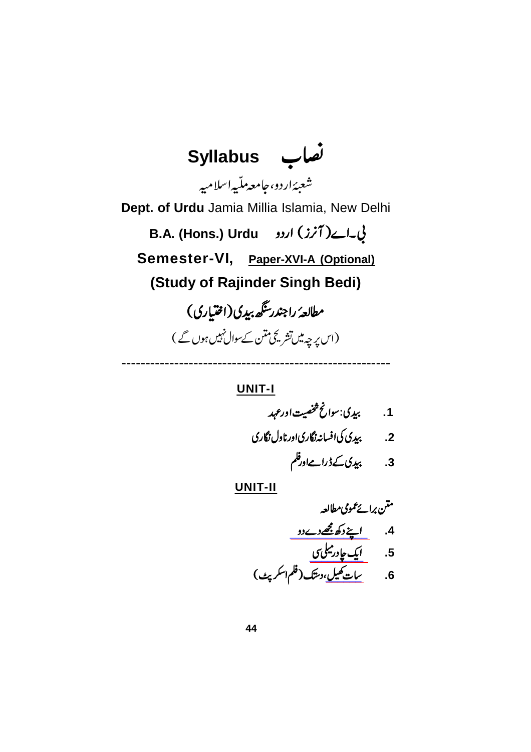# Syllabus نصاب

شعبۂ اردو، جامعہ ملّیہ اسلامیہ

**Dept. of Urdu** Jamia Millia Islamia, New Delhi

**B.A. (Hons.) Urdu** بی۔اے (آنرز) اردو

**Semester-VI,** **Paper-XVI-A (Optional)**

**(Study of Rajinder Singh Bedi)**

## مطالعۂ راجندر سنگھ بیدی (اختیاری)

(اس پرچہ میں تشریحی متن کے سوال نہیں ہوں گے)

---

**UNIT-I**

1. بیدی: سوانح شخصیت اور عہد
2. بیدی کی افسانہ نگاری اور ناول نگاری
3. بیدی کے ڈرامے اور فلم

**UNIT-II**

متن برائے عمومی مطالعہ

4. اپنے دکھ مجھے دے دو
5. ایک چادر میلی سی
6. سات کھیل، دستک (فلم اسکرپٹ)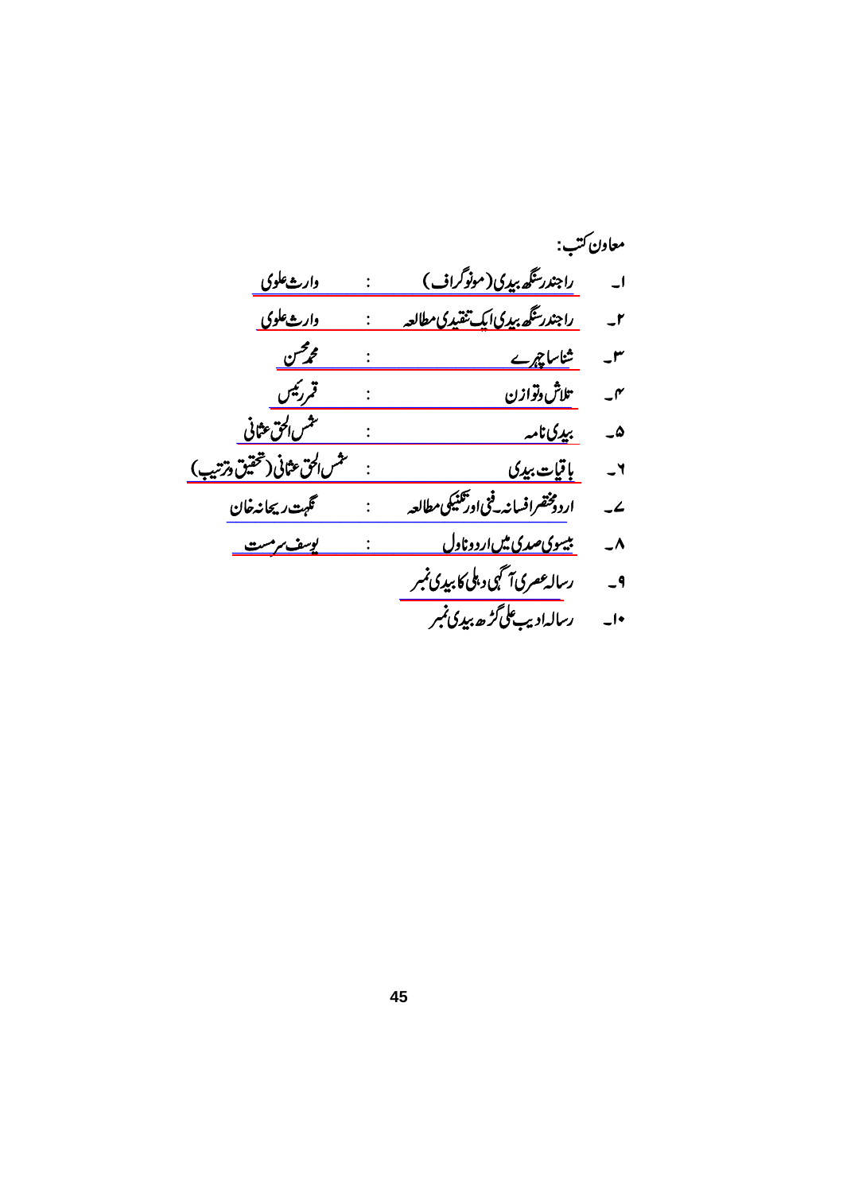معاون کتب:

۱۔ راجندر سنگھ بیدی (مونوگراف) : وارث علوی

۲۔ راجندر سنگھ بیدی ایک تنقیدی مطالعہ : وارث علوی

۳۔ شناسا چہرے : محمد محسن

۴۔ تلاش و توازن : قمر رئیس

۵۔ بیدی نامہ : شمس الحق عثمانی

۶۔ باقیات بیدی : شمس الحق عثمانی (تحقیق و ترتیب)

۷۔ اردو مختصر افسانہ۔ فنی اور تکنیکی مطالعہ : نگہت ریحانہ خان

۸۔ بیسوی صدی میں اردو ناول : یوسف سرمست

۹۔ رسالہ عصری آگہی دہلی کا بیدی نمبر

۱۰۔ رسالہ ادیب علی گڑھ بیدی نمبر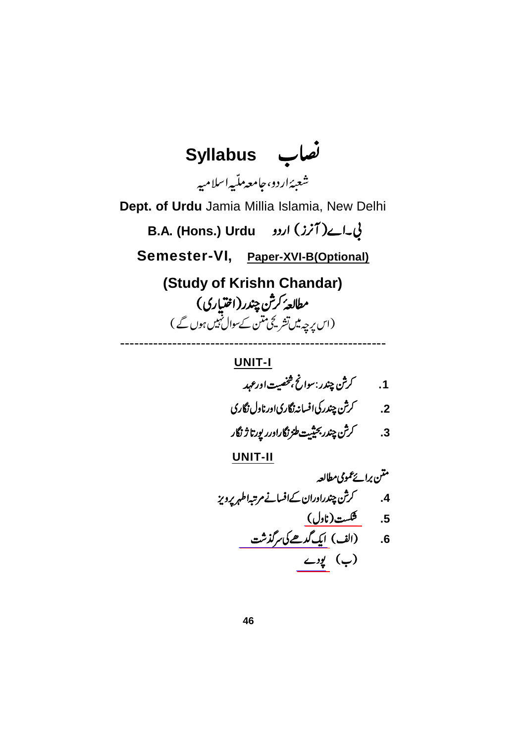# نصاب Syllabus

شعبۂ اردو، جامعہ ملّیہ اسلامیہ

**Dept. of Urdu** Jamia Millia Islamia, New Delhi

**B.A. (Hons.) Urdu** بی۔اے (آنرز) اردو

**Semester-VI, Paper-XVI-B(Optional)**

## (Study of Krishn Chandar)

## مطالعۂ کرشن چندر (اختیاری)

(اس پرچہ میں تشریحِ متن کے سوال نہیں ہوں گے)

---

### UNIT-I

1. کرشن چندر: سوانح، شخصیت اور عہد
2. کرشن چندر کی افسانہ نگاری اور ناول نگاری
3. کرشن چندر بحیثیت طنز نگار اور رپورتاژ نگار

### UNIT-II

متن برائے عمومی مطالعہ

4. کرشن چندر اور ان کے افسانے مرتبہ اطہر پرویز
5. شکست (ناول)
6. (الف) ایک گدھے کی سرگذشت

   (ب) پودے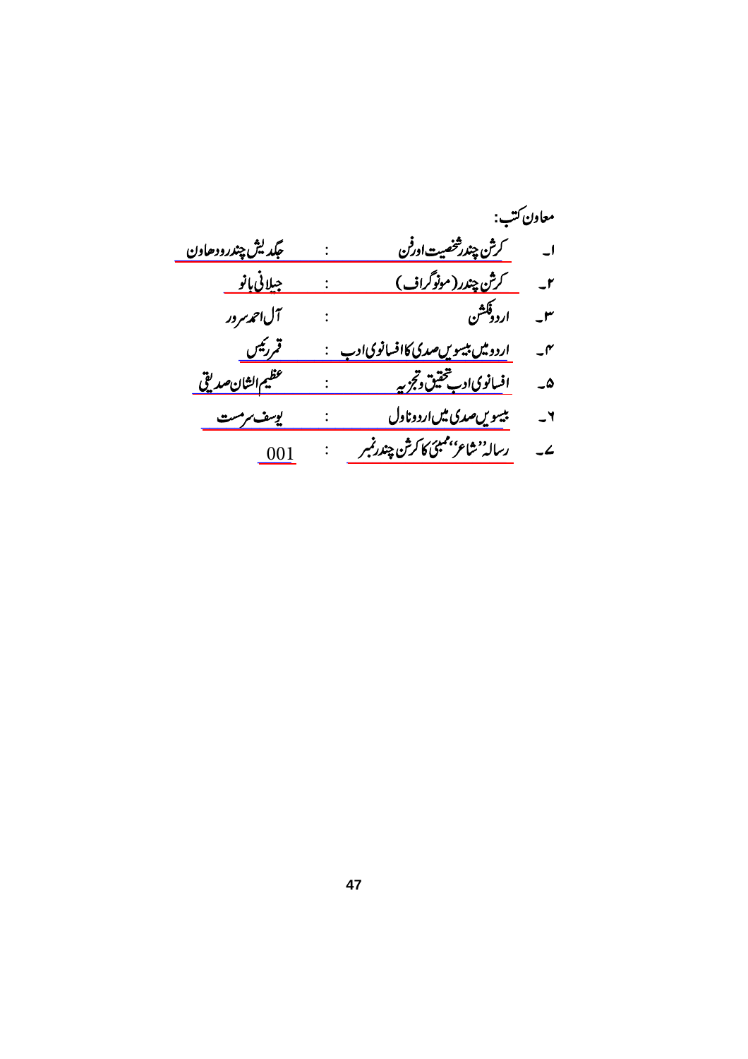معاون کتب:

۱۔ کرشن چندر شخصیت اور فن : جگدیش چندر ودھاون

۲۔ کرشن چندر (مونوگراف) : جیلانی بانو

۳۔ اردو فکشن : آل احمد سرور

۴۔ اردو میں بیسویں صدی کا افسانوی ادب : قمر رئیس

۵۔ افسانوی ادب تحقیق و تجزیہ : عظیم الشان صدیقی

۶۔ بیسویں صدی میں اردو ناول : یوسف سرمست

۷۔ رسالہ ''شاعر'' ممبئی کا کرشن چندر نمبر : 001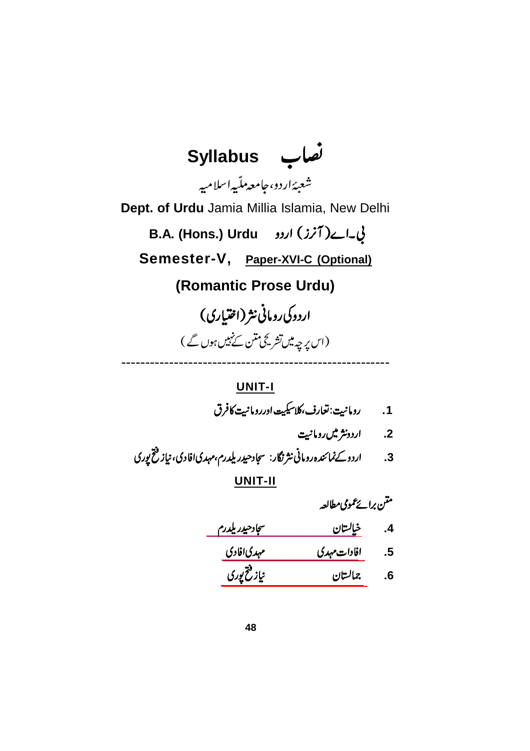# Syllabus نصاب

شعبۂ اردو، جامعہ ملّیہ اسلامیہ

**Dept. of Urdu** Jamia Millia Islamia, New Delhi

**B.A. (Hons.) Urdu** بی۔اے (آنرز) اردو

**Semester-V,** **Paper-XVI-C (Optional)**

## (Romantic Prose Urdu)

## اردو کی رومانی نثر (اختیاری)

(اس پرچہ میں تشریحی متن کے نہیں ہوں گے)

---

### UNIT-I

1. رومانیت: تعارف، کلاسیکیت اور رومانیت کا فرق
2. اردو نثر میں رومانیت
3. اردو کے نمائندہ رومانی نثر نگار: سجاد حیدر یلدرم، مہدی افادی، نیاز فتح پوری

### UNIT-II

متن برائے عمومی مطالعہ

4. خیالستان — سجاد حیدر یلدرم
5. افادات مہدی — مہدی افادی
6. جمالستان — نیاز فتح پوری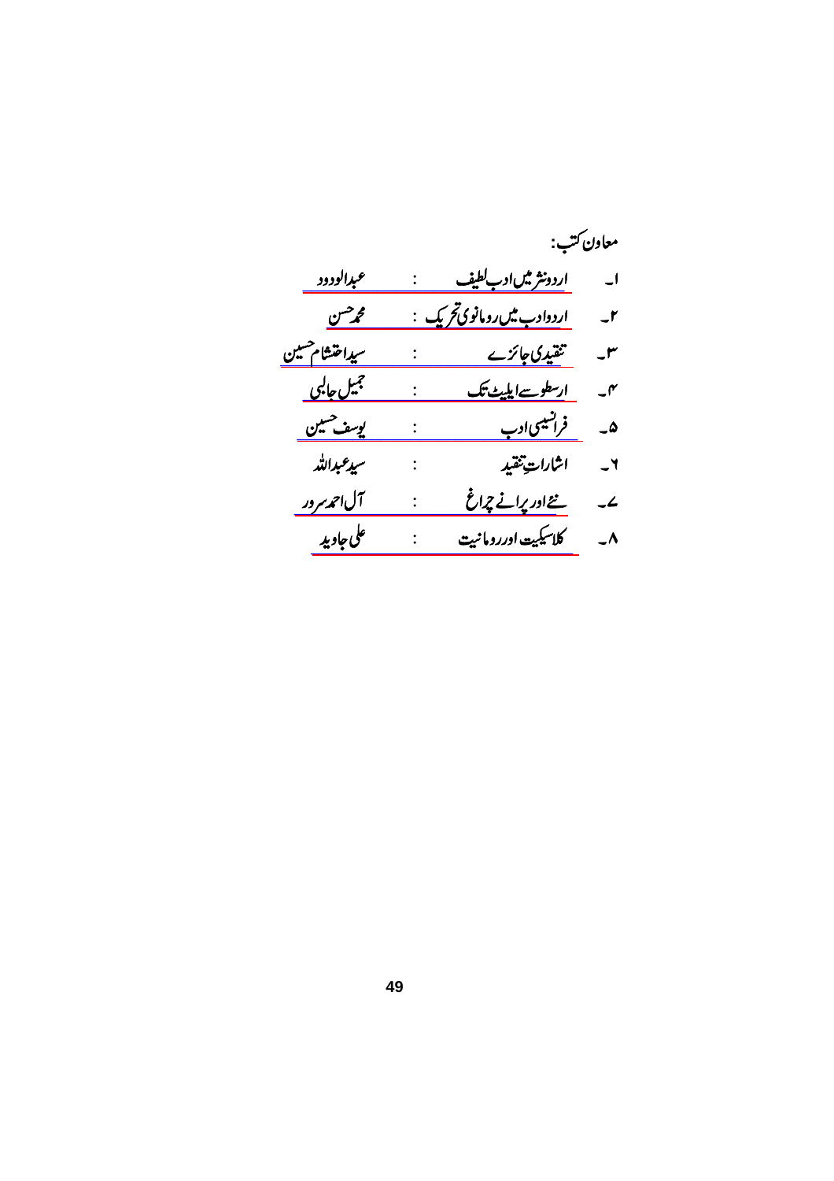معاون کتب:

۱۔ اردونثر میں ادب لطیف : عبدالودود

۲۔ اردوادب میں رومانوی تحریک : محمد حسن

۳۔ تنقیدی جائزے : سید احتشام حسین

۴۔ ارسطو سے ایلیٹ تک : جمیل جالبی

۵۔ فرانسیسی ادب : یوسف حسین

۶۔ اشاراتِ تنقید : سید عبداللہ

۷۔ نئے اور پرانے چراغ : آل احمد سرور

۸۔ کلاسیکیت اور رومانیت : علی جاوید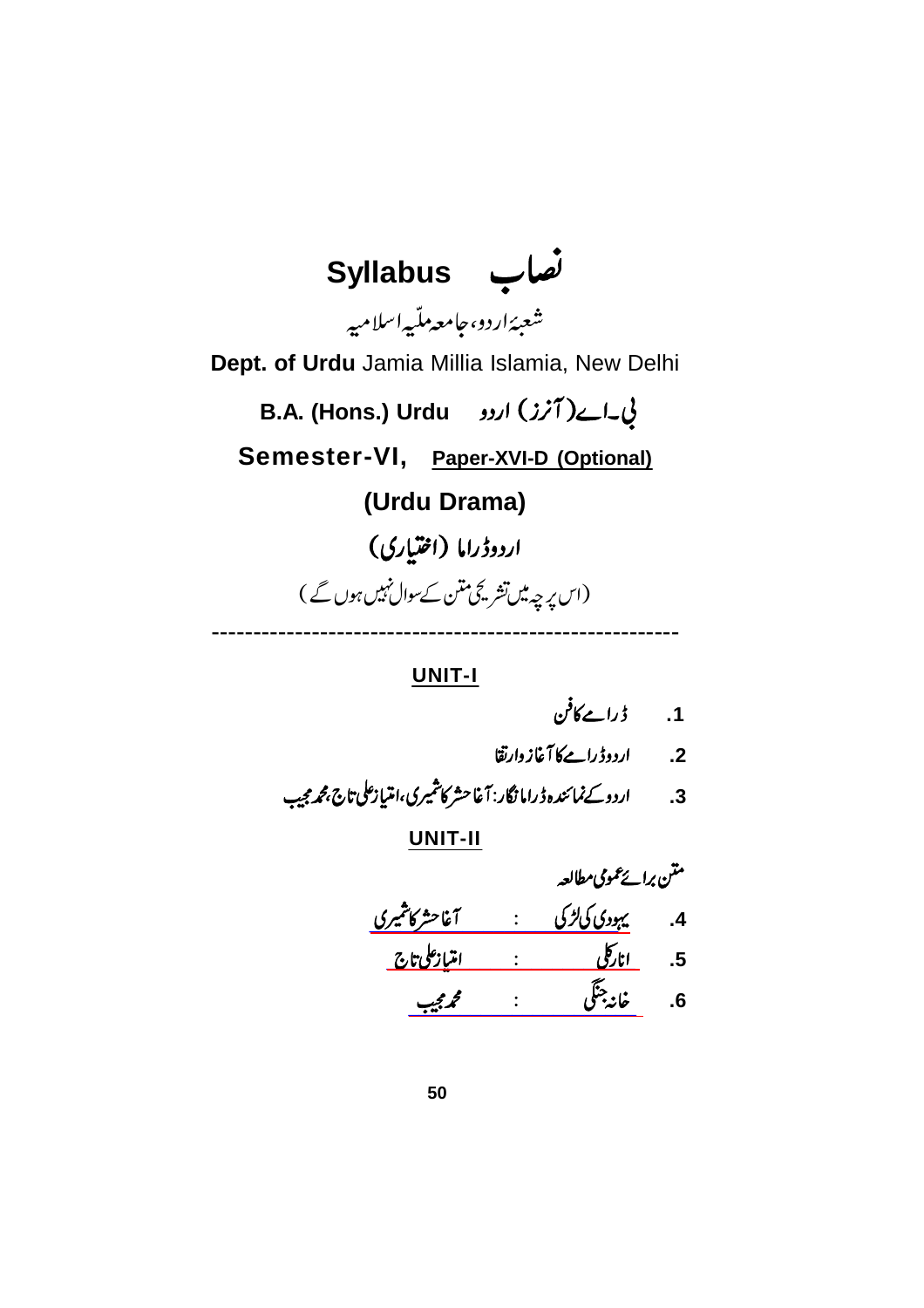# Syllabus نصاب

شعبۂ اردو، جامعہ ملّیہ اسلامیہ

**Dept. of Urdu** Jamia Millia Islamia, New Delhi

**B.A. (Hons.) Urdu بی۔اے (آنرز) اردو**

**Semester-VI, Paper-XVI-D (Optional)**

## (Urdu Drama)

## اردو ڈراما (اختیاری)

(اس پرچہ میں تشریحِ متن کے سوال نہیں ہوں گے)

---

**UNIT-I**

1. ڈرامے کا فن
2. اردو ڈرامے کا آغاز وارتقا
3. اردو کے نمائندہ ڈراما نگار: آغا حشر کاشمیری، امتیاز علی تاج، محمد مجیب

**UNIT-II**

متن برائے عمومی مطالعہ

4. یہودی کی لڑکی : آغا حشر کاشمیری
5. انارکلی : امتیاز علی تاج
6. خانہ جنگی : محمد مجیب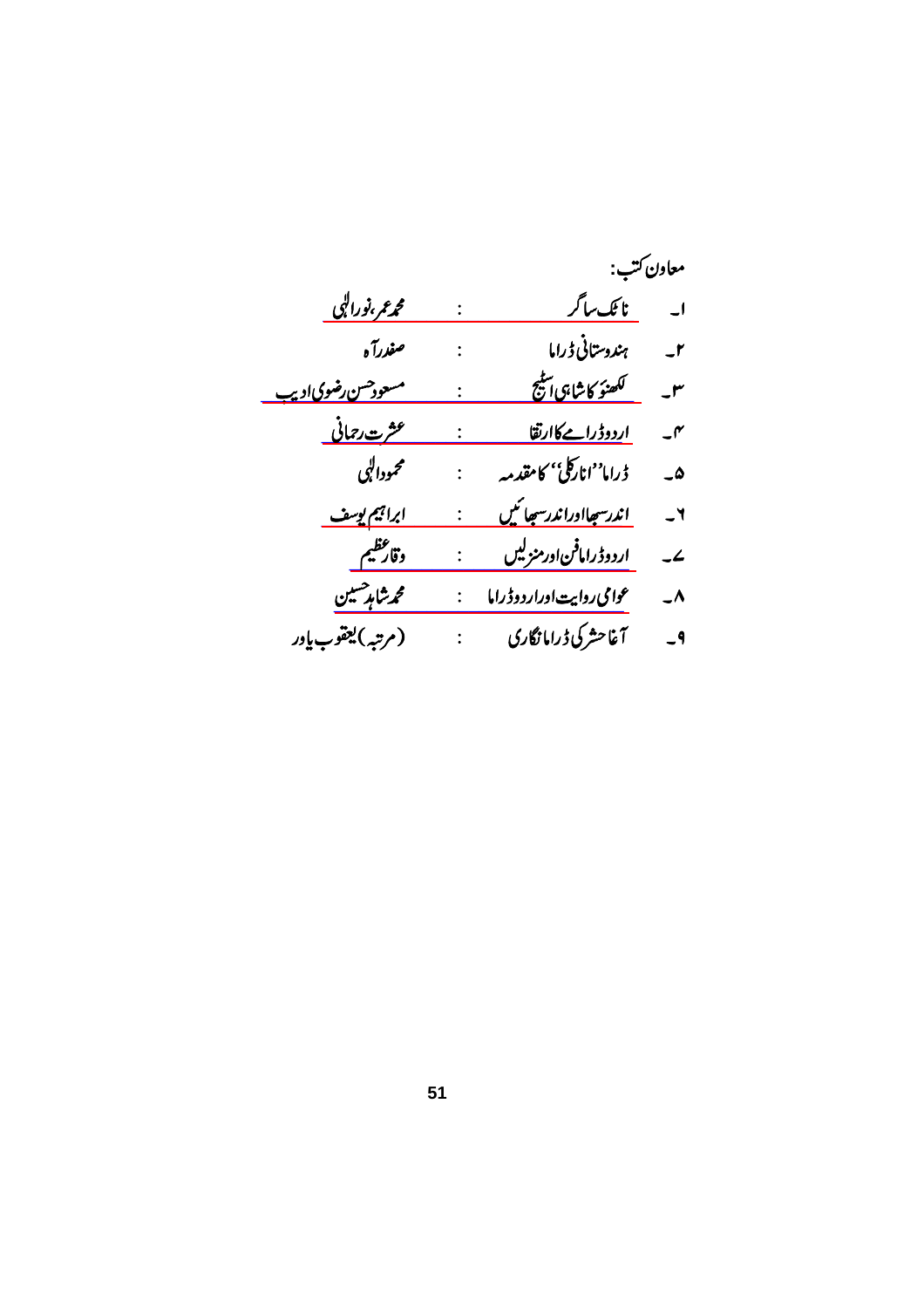معاون کتب:

۱۔ ناٹک ساگر : محمد عمر، نورالٰہی

۲۔ ہندوستانی ڈراما : صفدر آہ

۳۔ لکھنؤ کا شاہی اسٹیج : مسعود حسن رضوی ادیب

۴۔ اردو ڈرامے کا ارتقا : عشرت رحمانی

۵۔ ڈراما ''انارکلی'' کا مقدمہ : محمود الٰہی

۶۔ اندرسبھا اور اندرسبھائیں : ابراہیم یوسف

۷۔ اردو ڈرامافن اور منزلیں : وقار عظیم

۸۔ عوامی روایت اور اردو ڈراما : محمد شاہد حسین

۹۔ آغا حشر کی ڈرامانگاری : (مرتبہ) یعقوب یاور